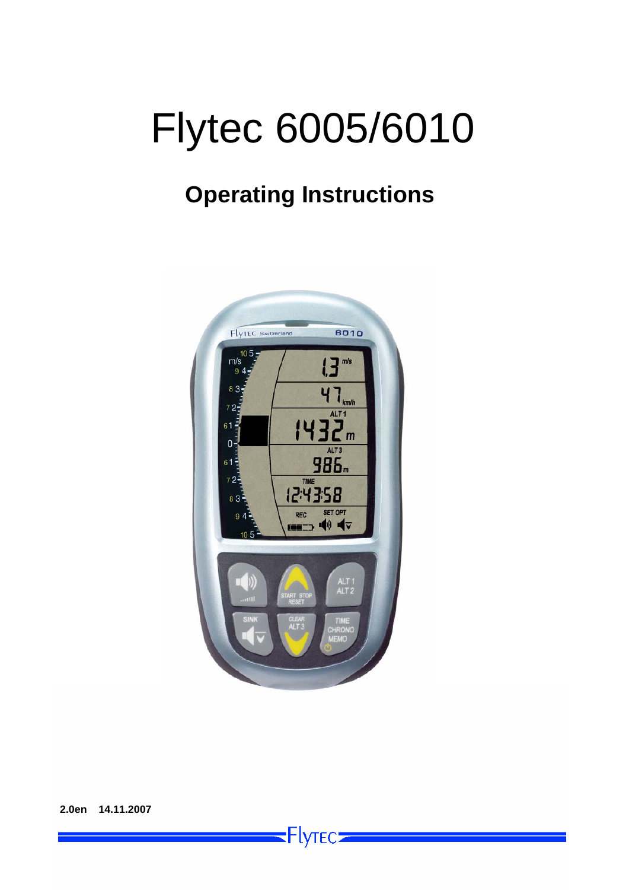# Flytec 6005/6010

## Operating Instructions

**2.0en 14.11.2007**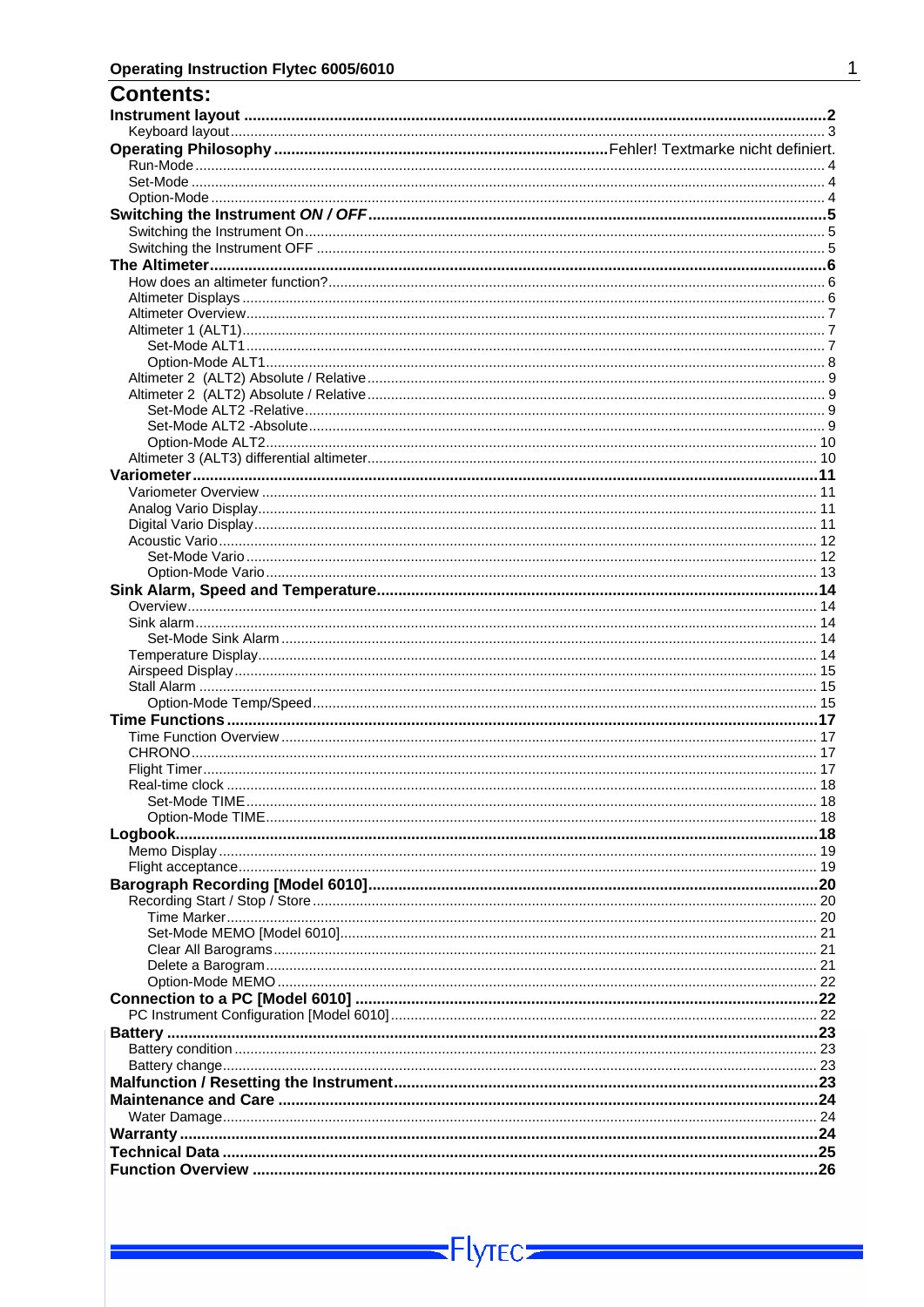# Contents:

**Instrument layout** ..... **2**
- Keyboard layout ..... 3

**Operating Philosophy** ..... Fehler! Textmarke nicht definiert.
- Run-Mode ..... 4
- Set-Mode ..... 4
- Option-Mode ..... 4

**Switching the Instrument *ON / OFF*** ..... **5**
- Switching the Instrument On ..... 5
- Switching the Instrument OFF ..... 5

**The Altimeter** ..... **6**
- How does an altimeter function? ..... 6
- Altimeter Displays ..... 6
- Altimeter Overview ..... 7
- Altimeter 1 (ALT1) ..... 7
  - Set-Mode ALT1 ..... 7
  - Option-Mode ALT1 ..... 8
- Altimeter 2 (ALT2) Absolute / Relative ..... 9
- Altimeter 2 (ALT2) Absolute / Relative ..... 9
  - Set-Mode ALT2 -Relative ..... 9
  - Set-Mode ALT2 -Absolute ..... 9
  - Option-Mode ALT2 ..... 10
- Altimeter 3 (ALT3) differential altimeter ..... 10

**Variometer** ..... **11**
- Variometer Overview ..... 11
- Analog Vario Display ..... 11
- Digital Vario Display ..... 11
- Acoustic Vario ..... 12
  - Set-Mode Vario ..... 12
  - Option-Mode Vario ..... 13

**Sink Alarm, Speed and Temperature** ..... **14**
- Overview ..... 14
- Sink alarm ..... 14
  - Set-Mode Sink Alarm ..... 14
- Temperature Display ..... 14
- Airspeed Display ..... 15
- Stall Alarm ..... 15
  - Option-Mode Temp/Speed ..... 15

**Time Functions** ..... **17**
- Time Function Overview ..... 17
- CHRONO ..... 17
- Flight Timer ..... 17
- Real-time clock ..... 18
  - Set-Mode TIME ..... 18
  - Option-Mode TIME ..... 18

**Logbook** ..... **18**
- Memo Display ..... 19
- Flight acceptance ..... 19

**Barograph Recording [Model 6010]** ..... **20**
- Recording Start / Stop / Store ..... 20
  - Time Marker ..... 20
  - Set-Mode MEMO [Model 6010] ..... 21
  - Clear All Barograms ..... 21
  - Delete a Barogram ..... 21
  - Option-Mode MEMO ..... 22

**Connection to a PC [Model 6010]** ..... **22**
- PC Instrument Configuration [Model 6010] ..... 22

**Battery** ..... **23**
- Battery condition ..... 23
- Battery change ..... 23

**Malfunction / Resetting the Instrument** ..... **23**

**Maintenance and Care** ..... **24**
- Water Damage ..... 24

**Warranty** ..... **24**

**Technical Data** ..... **25**

**Function Overview** ..... **26**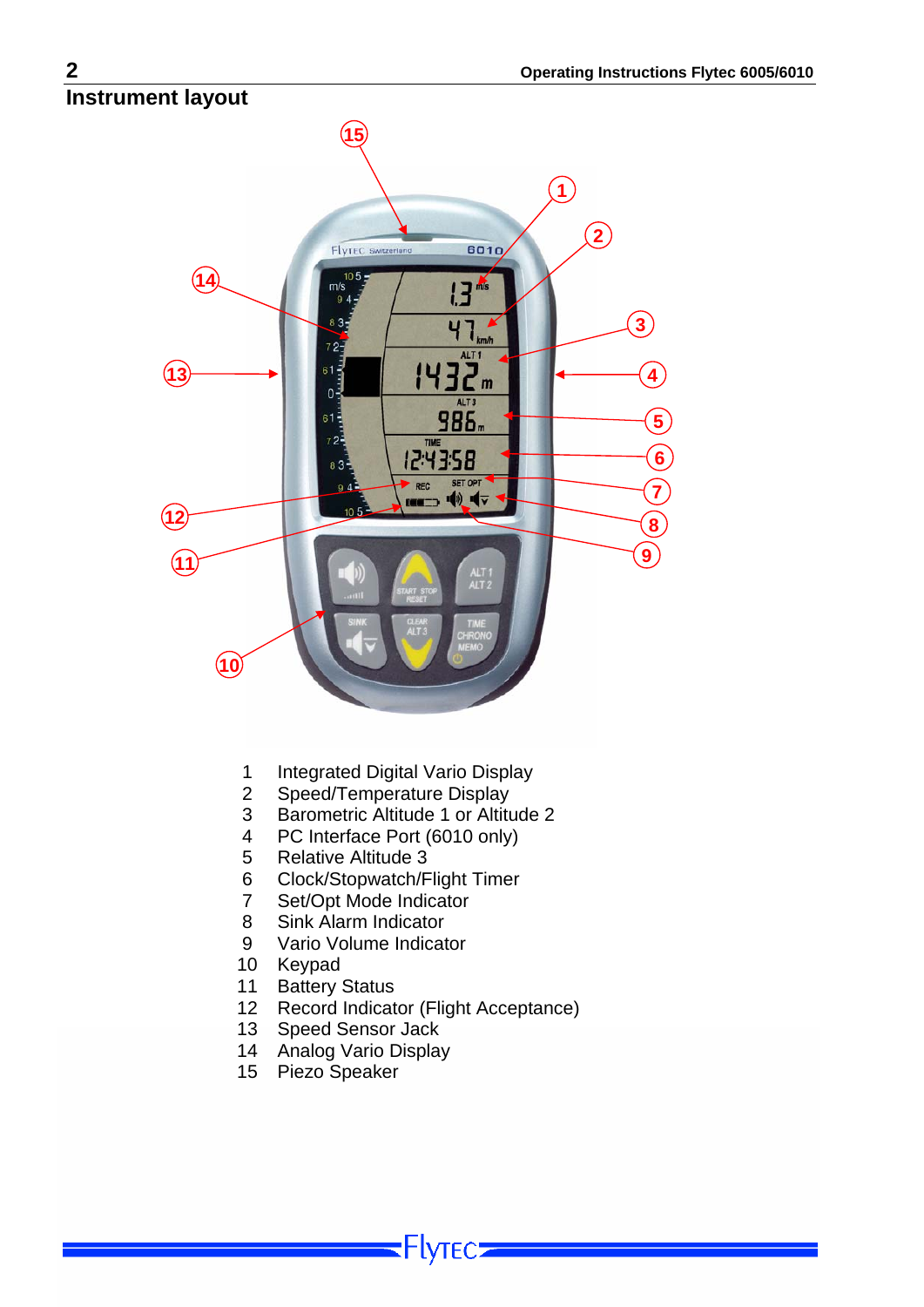## Instrument layout

1 Integrated Digital Vario Display
2 Speed/Temperature Display
3 Barometric Altitude 1 or Altitude 2
4 PC Interface Port (6010 only)
5 Relative Altitude 3
6 Clock/Stopwatch/Flight Timer
7 Set/Opt Mode Indicator
8 Sink Alarm Indicator
9 Vario Volume Indicator
10 Keypad
11 Battery Status
12 Record Indicator (Flight Acceptance)
13 Speed Sensor Jack
14 Analog Vario Display
15 Piezo Speaker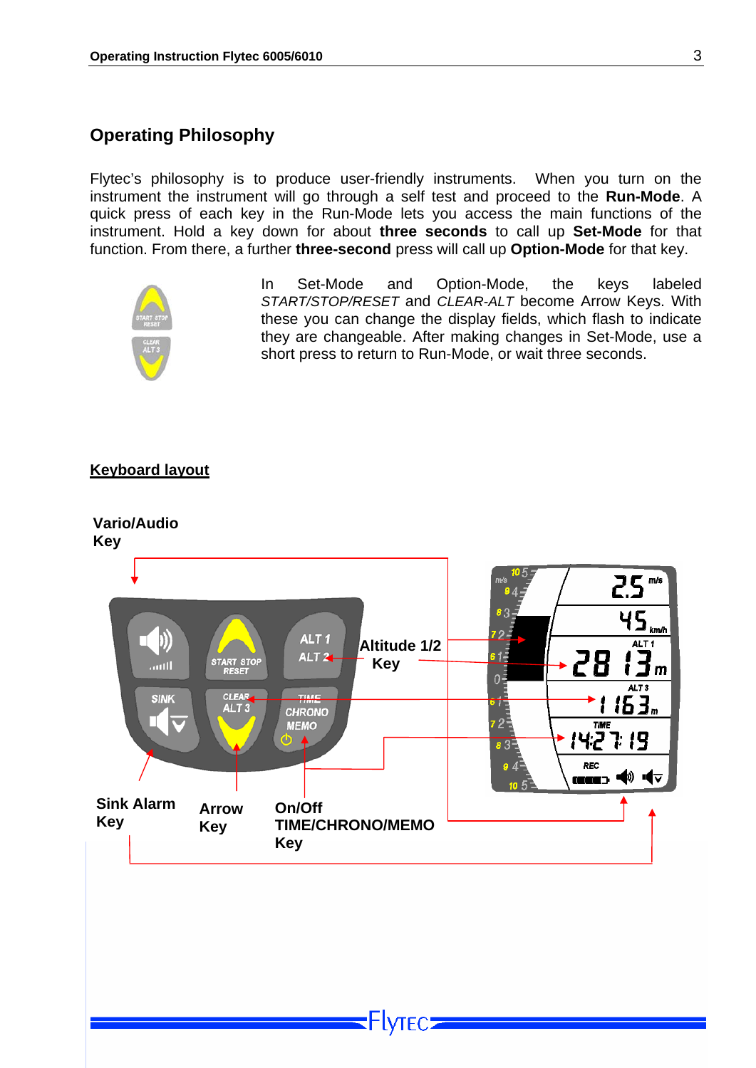## Operating Philosophy

Flytec's philosophy is to produce user-friendly instruments. When you turn on the instrument the instrument will go through a self test and proceed to the **Run-Mode**. A quick press of each key in the Run-Mode lets you access the main functions of the instrument. Hold a key down for about **three seconds** to call up **Set-Mode** for that function. From there, a further **three-second** press will call up **Option-Mode** for that key.

In Set-Mode and Option-Mode, the keys labeled *START/STOP/RESET* and *CLEAR-ALT* become Arrow Keys. With these you can change the display fields, which flash to indicate they are changeable. After making changes in Set-Mode, use a short press to return to Run-Mode, or wait three seconds.

### Keyboard layout

**Vario/Audio Key**

**Altitude 1/2 Key**

**Sink Alarm Key**

**Arrow Key**

**On/Off TIME/CHRONO/MEMO Key**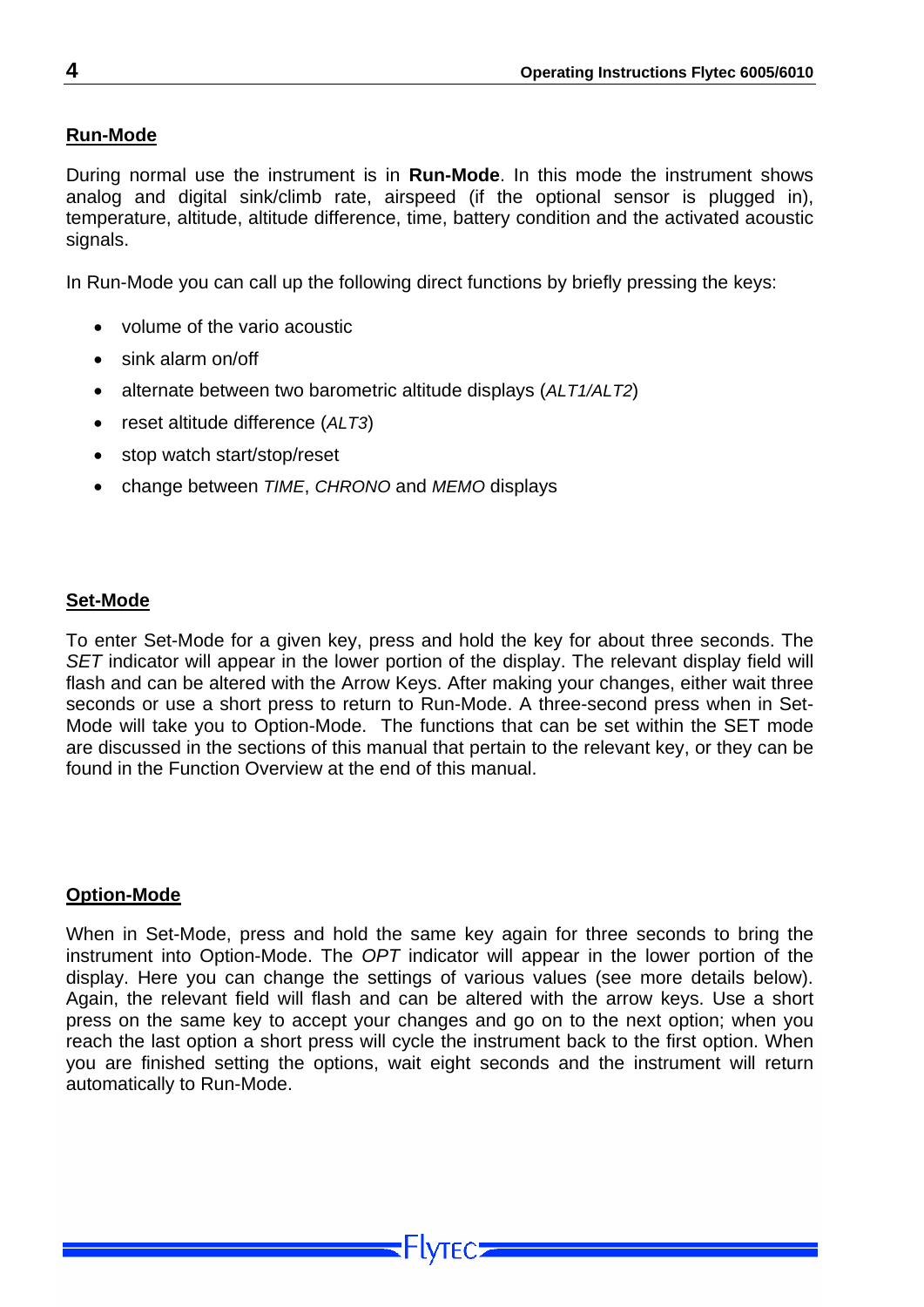## Run-Mode

During normal use the instrument is in **Run-Mode**. In this mode the instrument shows analog and digital sink/climb rate, airspeed (if the optional sensor is plugged in), temperature, altitude, altitude difference, time, battery condition and the activated acoustic signals.

In Run-Mode you can call up the following direct functions by briefly pressing the keys:

- volume of the vario acoustic
- sink alarm on/off
- alternate between two barometric altitude displays (*ALT1/ALT2*)
- reset altitude difference (*ALT3*)
- stop watch start/stop/reset
- change between *TIME*, *CHRONO* and *MEMO* displays

## Set-Mode

To enter Set-Mode for a given key, press and hold the key for about three seconds. The *SET* indicator will appear in the lower portion of the display. The relevant display field will flash and can be altered with the Arrow Keys. After making your changes, either wait three seconds or use a short press to return to Run-Mode. A three-second press when in Set-Mode will take you to Option-Mode. The functions that can be set within the SET mode are discussed in the sections of this manual that pertain to the relevant key, or they can be found in the Function Overview at the end of this manual.

## Option-Mode

When in Set-Mode, press and hold the same key again for three seconds to bring the instrument into Option-Mode. The *OPT* indicator will appear in the lower portion of the display. Here you can change the settings of various values (see more details below). Again, the relevant field will flash and can be altered with the arrow keys. Use a short press on the same key to accept your changes and go on to the next option; when you reach the last option a short press will cycle the instrument back to the first option. When you are finished setting the options, wait eight seconds and the instrument will return automatically to Run-Mode.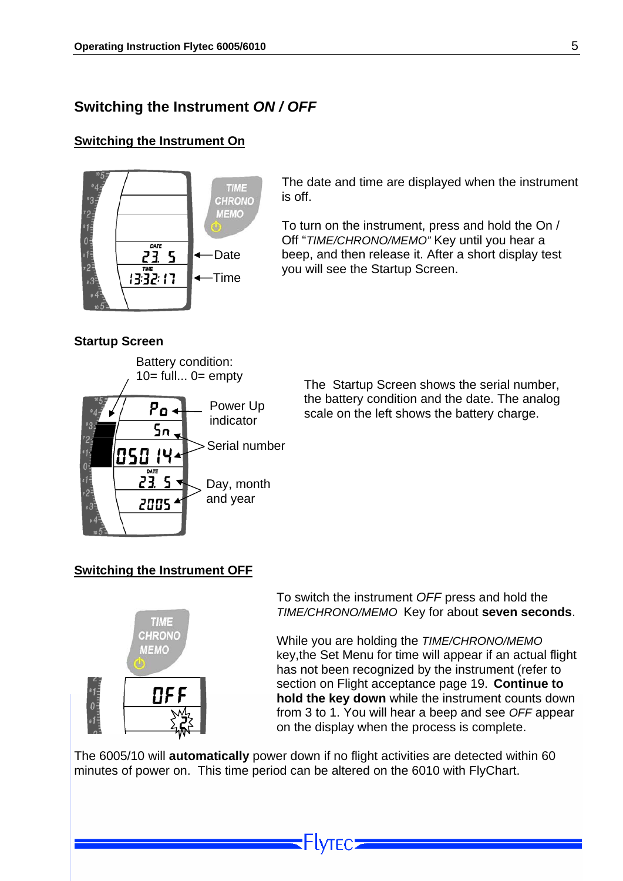## Switching the Instrument *ON / OFF*

### Switching the Instrument On

Date

Time

The date and time are displayed when the instrument is off.

To turn on the instrument, press and hold the On / Off "*TIME/CHRONO/MEMO"* Key until you hear a beep, and then release it. After a short display test you will see the Startup Screen.

### Startup Screen

Battery condition: 10= full... 0= empty

Power Up indicator

Serial number

Day, month and year

The Startup Screen shows the serial number, the battery condition and the date. The analog scale on the left shows the battery charge.

### Switching the Instrument OFF

To switch the instrument *OFF* press and hold the *TIME/CHRONO/MEMO* Key for about **seven seconds**.

While you are holding the *TIME/CHRONO/MEMO* key,the Set Menu for time will appear if an actual flight has not been recognized by the instrument (refer to section on Flight acceptance page 19. **Continue to hold the key down** while the instrument counts down from 3 to 1. You will hear a beep and see *OFF* appear on the display when the process is complete.

The 6005/10 will **automatically** power down if no flight activities are detected within 60 minutes of power on. This time period can be altered on the 6010 with FlyChart.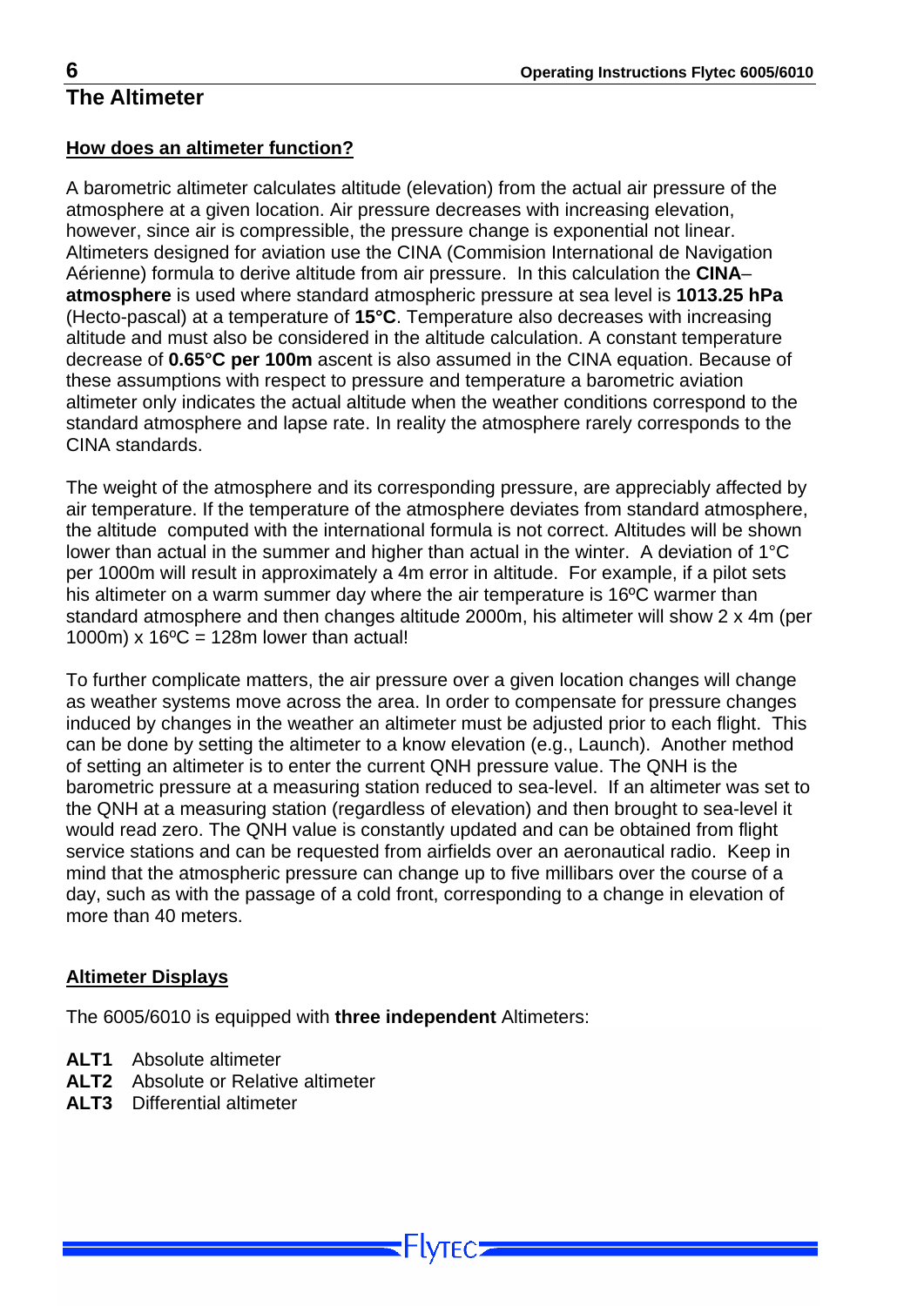# The Altimeter

## How does an altimeter function?

A barometric altimeter calculates altitude (elevation) from the actual air pressure of the atmosphere at a given location. Air pressure decreases with increasing elevation, however, since air is compressible, the pressure change is exponential not linear. Altimeters designed for aviation use the CINA (Commision International de Navigation Aérienne) formula to derive altitude from air pressure. In this calculation the **CINA–atmosphere** is used where standard atmospheric pressure at sea level is **1013.25 hPa** (Hecto-pascal) at a temperature of **15°C**. Temperature also decreases with increasing altitude and must also be considered in the altitude calculation. A constant temperature decrease of **0.65°C per 100m** ascent is also assumed in the CINA equation. Because of these assumptions with respect to pressure and temperature a barometric aviation altimeter only indicates the actual altitude when the weather conditions correspond to the standard atmosphere and lapse rate. In reality the atmosphere rarely corresponds to the CINA standards.

The weight of the atmosphere and its corresponding pressure, are appreciably affected by air temperature. If the temperature of the atmosphere deviates from standard atmosphere, the altitude computed with the international formula is not correct. Altitudes will be shown lower than actual in the summer and higher than actual in the winter. A deviation of 1°C per 1000m will result in approximately a 4m error in altitude. For example, if a pilot sets his altimeter on a warm summer day where the air temperature is 16ºC warmer than standard atmosphere and then changes altitude 2000m, his altimeter will show 2 x 4m (per 1000m) x 16ºC = 128m lower than actual!

To further complicate matters, the air pressure over a given location changes will change as weather systems move across the area. In order to compensate for pressure changes induced by changes in the weather an altimeter must be adjusted prior to each flight. This can be done by setting the altimeter to a know elevation (e.g., Launch). Another method of setting an altimeter is to enter the current QNH pressure value. The QNH is the barometric pressure at a measuring station reduced to sea-level. If an altimeter was set to the QNH at a measuring station (regardless of elevation) and then brought to sea-level it would read zero. The QNH value is constantly updated and can be obtained from flight service stations and can be requested from airfields over an aeronautical radio. Keep in mind that the atmospheric pressure can change up to five millibars over the course of a day, such as with the passage of a cold front, corresponding to a change in elevation of more than 40 meters.

## Altimeter Displays

The 6005/6010 is equipped with **three independent** Altimeters:

**ALT1** Absolute altimeter
**ALT2** Absolute or Relative altimeter
**ALT3** Differential altimeter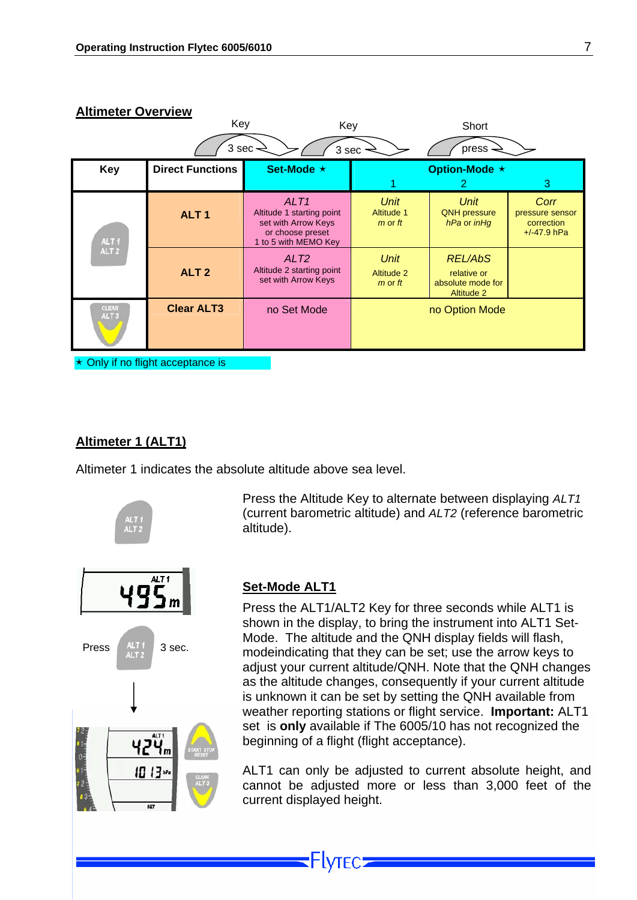## Altimeter Overview

Key 3 sec → Key 3 sec → Short press →

| Key | Direct Functions | Set-Mode ⋆ | Option-Mode ⋆ 1 | 2 | 3 |
|---|---|---|---|---|---|
| ALT 1 ALT 2 | ALT 1 | *ALT1* Altitude 1 starting point set with Arrow Keys or choose preset 1 to 5 with MEMO Key | *Unit* Altitude 1 *m* or *ft* | *Unit* QNH pressure *hPa* or *inHg* | *Corr* pressure sensor correction +/-47.9 hPa |
| | ALT 2 | *ALT2* Altitude 2 starting point set with Arrow Keys | *Unit* Altitude 2 *m* or *ft* | *REL/AbS* relative or absolute mode for Altitude 2 | |
| CLEAR ALT 3 | Clear ALT3 | no Set Mode | no Option Mode | | |

⋆ Only if no flight acceptance is

## Altimeter 1 (ALT1)

Altimeter 1 indicates the absolute altitude above sea level.

Press the Altitude Key to alternate between displaying *ALT1* (current barometric altitude) and *ALT2* (reference barometric altitude).

Press ALT 1 ALT 2 3 sec.

### Set-Mode ALT1

Press the ALT1/ALT2 Key for three seconds while ALT1 is shown in the display, to bring the instrument into ALT1 Set-Mode. The altitude and the QNH display fields will flash, modeindicating that they can be set; use the arrow keys to adjust your current altitude/QNH. Note that the QNH changes as the altitude changes, consequently if your current altitude is unknown it can be set by setting the QNH available from weather reporting stations or flight service. **Important:** ALT1 set is **only** available if The 6005/10 has not recognized the beginning of a flight (flight acceptance).

ALT1 can only be adjusted to current absolute height, and cannot be adjusted more or less than 3,000 feet of the current displayed height.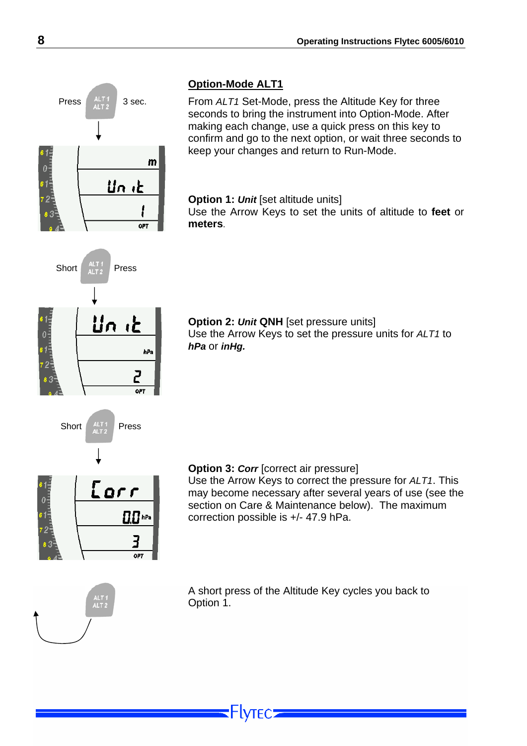## Option-Mode ALT1

From *ALT1* Set-Mode, press the Altitude Key for three seconds to bring the instrument into Option-Mode. After making each change, use a quick press on this key to confirm and go to the next option, or wait three seconds to keep your changes and return to Run-Mode.

Press ALT1 ALT2 3 sec.

**Option 1:** ***Unit*** [set altitude units]
Use the Arrow Keys to set the units of altitude to **feet** or **meters**.

Short ALT1 ALT2 Press

**Option 2:** ***Unit*** **QNH** [set pressure units]
Use the Arrow Keys to set the pressure units for *ALT1* to ***hPa*** or ***inHg.***

Short ALT1 ALT2 Press

**Option 3:** ***Corr*** [correct air pressure]
Use the Arrow Keys to correct the pressure for *ALT1*. This may become necessary after several years of use (see the section on Care & Maintenance below). The maximum correction possible is +/- 47.9 hPa.

A short press of the Altitude Key cycles you back to Option 1.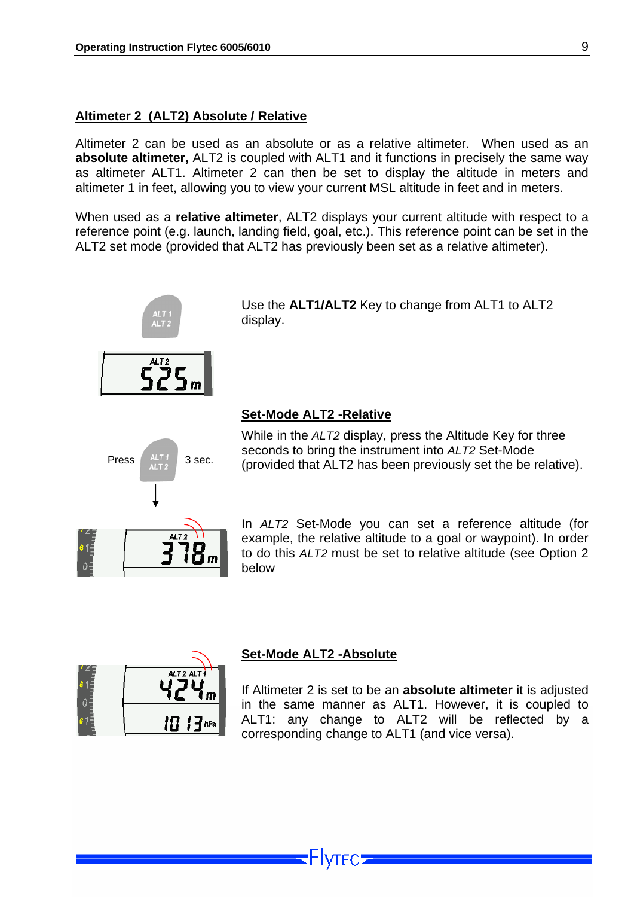## Altimeter 2 (ALT2) Absolute / Relative

Altimeter 2 can be used as an absolute or as a relative altimeter. When used as an **absolute altimeter,** ALT2 is coupled with ALT1 and it functions in precisely the same way as altimeter ALT1. Altimeter 2 can then be set to display the altitude in meters and altimeter 1 in feet, allowing you to view your current MSL altitude in feet and in meters.

When used as a **relative altimeter**, ALT2 displays your current altitude with respect to a reference point (e.g. launch, landing field, goal, etc.). This reference point can be set in the ALT2 set mode (provided that ALT2 has previously been set as a relative altimeter).

Use the **ALT1/ALT2** Key to change from ALT1 to ALT2 display.

### Set-Mode ALT2 -Relative

Press ALT1/ALT2 3 sec.

While in the *ALT2* display, press the Altitude Key for three seconds to bring the instrument into *ALT2* Set-Mode (provided that ALT2 has been previously set the be relative).

In *ALT2* Set-Mode you can set a reference altitude (for example, the relative altitude to a goal or waypoint). In order to do this *ALT2* must be set to relative altitude (see Option 2 below

### Set-Mode ALT2 -Absolute

If Altimeter 2 is set to be an **absolute altimeter** it is adjusted in the same manner as ALT1. However, it is coupled to ALT1: any change to ALT2 will be reflected by a corresponding change to ALT1 (and vice versa).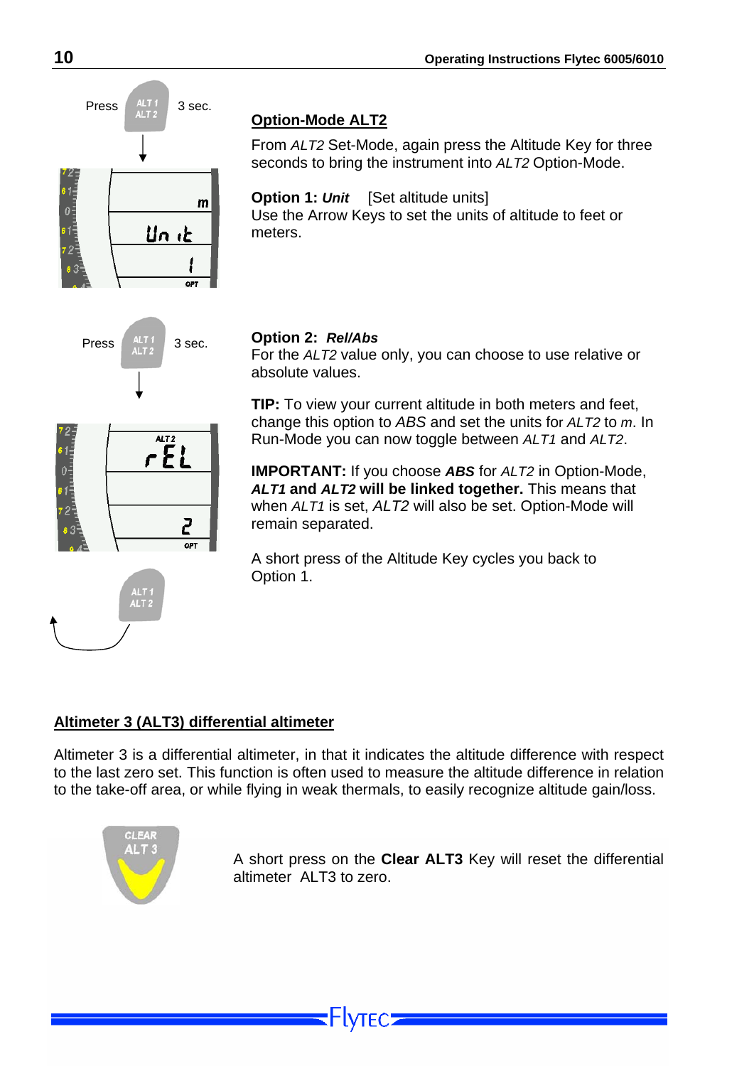Press 3 sec.

## Option-Mode ALT2

From *ALT2* Set-Mode, again press the Altitude Key for three seconds to bring the instrument into *ALT2* Option-Mode.

**Option 1:** ***Unit*** [Set altitude units]
Use the Arrow Keys to set the units of altitude to feet or meters.

Press 3 sec.

**Option 2:** ***Rel/Abs***
For the *ALT2* value only, you can choose to use relative or absolute values.

**TIP:** To view your current altitude in both meters and feet, change this option to *ABS* and set the units for *ALT2* to *m*. In Run-Mode you can now toggle between *ALT1* and *ALT2*.

**IMPORTANT:** If you choose ***ABS*** for *ALT2* in Option-Mode, ***ALT1* and *ALT2* will be linked together.** This means that when *ALT1* is set, *ALT2* will also be set. Option-Mode will remain separated.

A short press of the Altitude Key cycles you back to Option 1.

## Altimeter 3 (ALT3) differential altimeter

Altimeter 3 is a differential altimeter, in that it indicates the altitude difference with respect to the last zero set. This function is often used to measure the altitude difference in relation to the take-off area, or while flying in weak thermals, to easily recognize altitude gain/loss.

A short press on the **Clear ALT3** Key will reset the differential altimeter ALT3 to zero.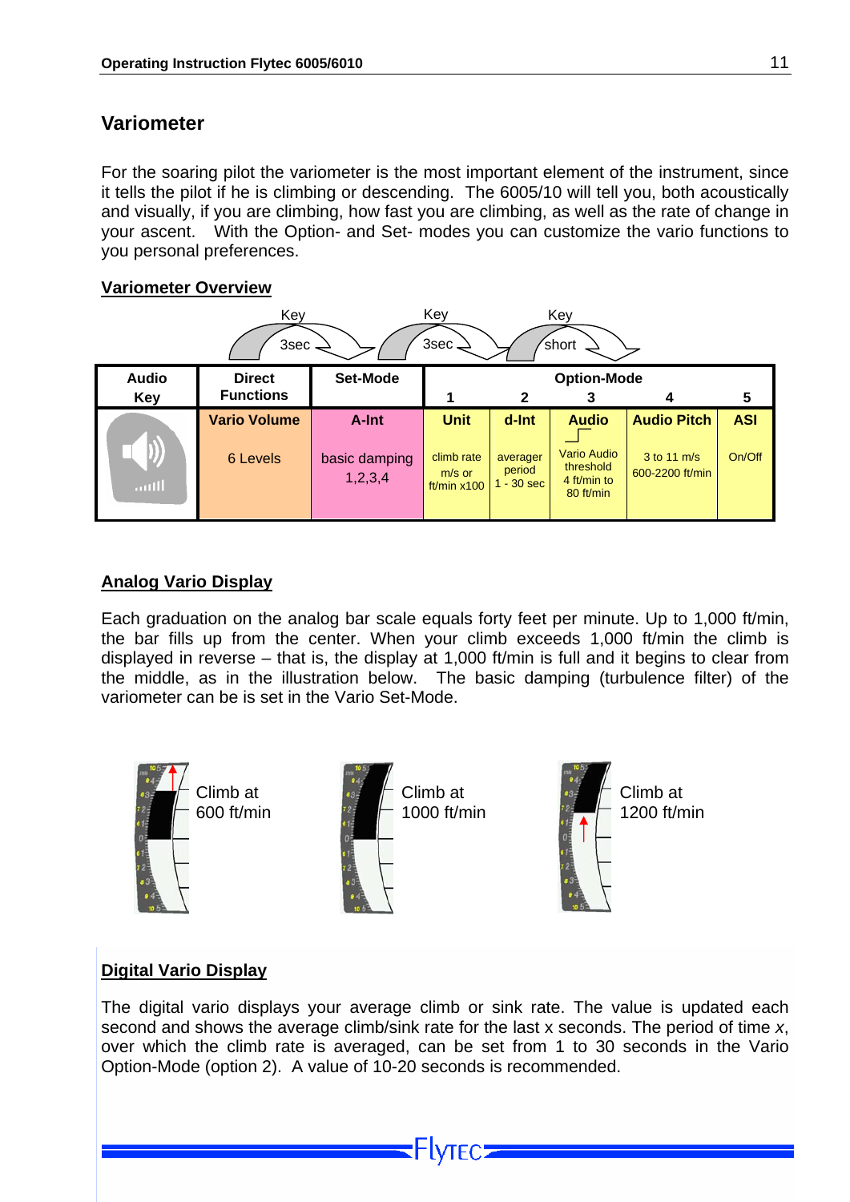## Variometer

For the soaring pilot the variometer is the most important element of the instrument, since it tells the pilot if he is climbing or descending. The 6005/10 will tell you, both acoustically and visually, if you are climbing, how fast you are climbing, as well as the rate of change in your ascent. With the Option- and Set- modes you can customize the vario functions to you personal preferences.

### Variometer Overview

Key 3sec → Key 3sec → Key short

| Audio Key | Direct Functions | Set-Mode | Option-Mode 1 | 2 | 3 | 4 | 5 |
|---|---|---|---|---|---|---|---|
| | **Vario Volume** | **A-Int** | **Unit** | **d-Int** | **Audio** | **Audio Pitch** | **ASI** |
| | 6 Levels | basic damping 1,2,3,4 | climb rate m/s or ft/min x100 | averager period 1 - 30 sec | Vario Audio threshold 4 ft/min to 80 ft/min | 3 to 11 m/s 600-2200 ft/min | On/Off |

### Analog Vario Display

Each graduation on the analog bar scale equals forty feet per minute. Up to 1,000 ft/min, the bar fills up from the center. When your climb exceeds 1,000 ft/min the climb is displayed in reverse – that is, the display at 1,000 ft/min is full and it begins to clear from the middle, as in the illustration below. The basic damping (turbulence filter) of the variometer can be is set in the Vario Set-Mode.

Climb at 600 ft/min

Climb at 1000 ft/min

Climb at 1200 ft/min

### Digital Vario Display

The digital vario displays your average climb or sink rate. The value is updated each second and shows the average climb/sink rate for the last x seconds. The period of time *x*, over which the climb rate is averaged, can be set from 1 to 30 seconds in the Vario Option-Mode (option 2). A value of 10-20 seconds is recommended.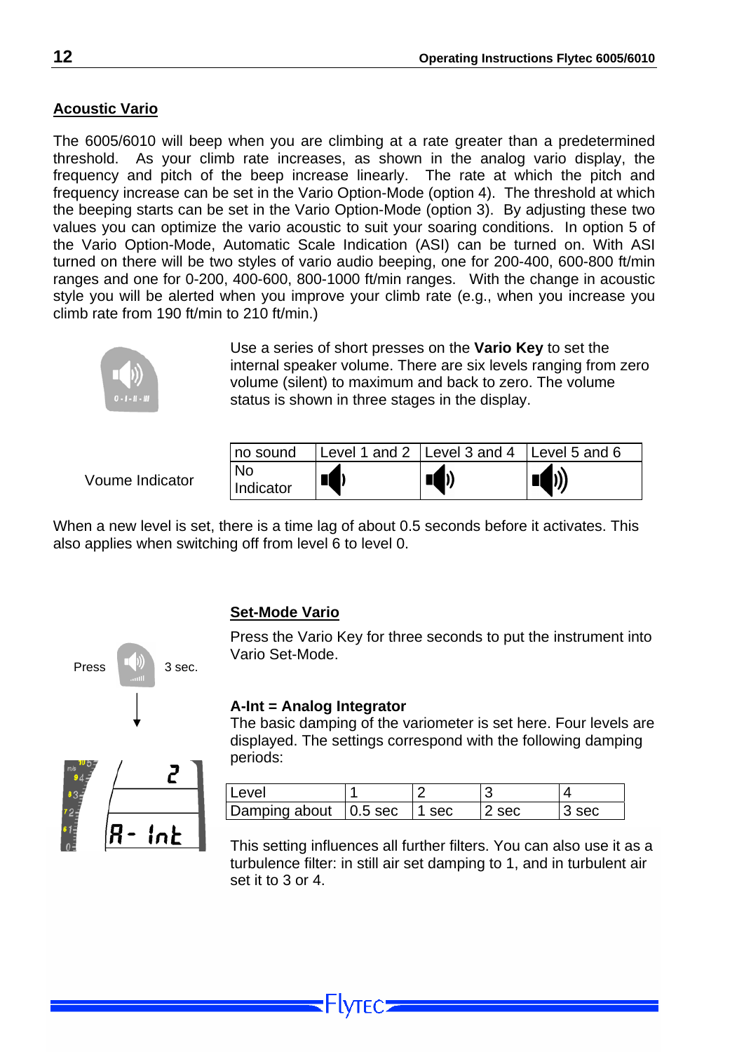## Acoustic Vario

The 6005/6010 will beep when you are climbing at a rate greater than a predetermined threshold. As your climb rate increases, as shown in the analog vario display, the frequency and pitch of the beep increase linearly. The rate at which the pitch and frequency increase can be set in the Vario Option-Mode (option 4). The threshold at which the beeping starts can be set in the Vario Option-Mode (option 3). By adjusting these two values you can optimize the vario acoustic to suit your soaring conditions. In option 5 of the Vario Option-Mode, Automatic Scale Indication (ASI) can be turned on. With ASI turned on there will be two styles of vario audio beeping, one for 200-400, 600-800 ft/min ranges and one for 0-200, 400-600, 800-1000 ft/min ranges. With the change in acoustic style you will be alerted when you improve your climb rate (e.g., when you increase you climb rate from 190 ft/min to 210 ft/min.)

Use a series of short presses on the **Vario Key** to set the internal speaker volume. There are six levels ranging from zero volume (silent) to maximum and back to zero. The volume status is shown in three stages in the display.

Voume Indicator

| no sound | Level 1 and 2 | Level 3 and 4 | Level 5 and 6 |
|---|---|---|---|
| No Indicator | 🔈) | 🔈)) | 🔈))) |

When a new level is set, there is a time lag of about 0.5 seconds before it activates. This also applies when switching off from level 6 to level 0.

Press 3 sec.

## Set-Mode Vario

Press the Vario Key for three seconds to put the instrument into Vario Set-Mode.

**A-Int = Analog Integrator**
The basic damping of the variometer is set here. Four levels are displayed. The settings correspond with the following damping periods:

| Level | 1 | 2 | 3 | 4 |
|---|---|---|---|---|
| Damping about | 0.5 sec | 1 sec | 2 sec | 3 sec |

This setting influences all further filters. You can also use it as a turbulence filter: in still air set damping to 1, and in turbulent air set it to 3 or 4.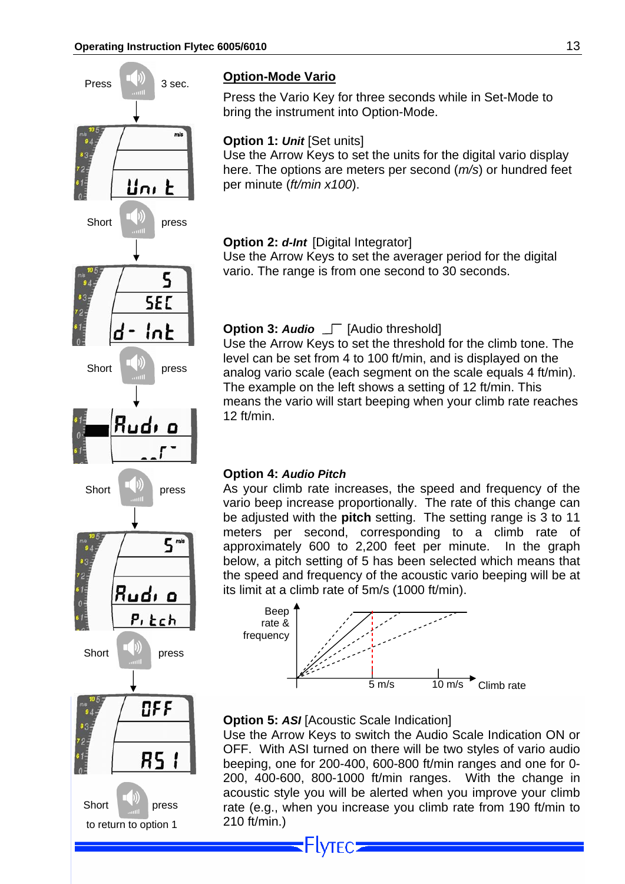Press 3 sec.

Short press

Short press

Short press

Short press

Short press
to return to option 1

## Option-Mode Vario

Press the Vario Key for three seconds while in Set-Mode to bring the instrument into Option-Mode.

**Option 1:** ***Unit*** [Set units]
Use the Arrow Keys to set the units for the digital vario display here. The options are meters per second (*m/s*) or hundred feet per minute (*ft/min x100*).

**Option 2:** ***d-Int*** [Digital Integrator]
Use the Arrow Keys to set the averager period for the digital vario. The range is from one second to 30 seconds.

**Option 3:** ***Audio*** [Audio threshold]
Use the Arrow Keys to set the threshold for the climb tone. The level can be set from 4 to 100 ft/min, and is displayed on the analog vario scale (each segment on the scale equals 4 ft/min). The example on the left shows a setting of 12 ft/min. This means the vario will start beeping when your climb rate reaches 12 ft/min.

**Option 4:** ***Audio Pitch***
As your climb rate increases, the speed and frequency of the vario beep increase proportionally. The rate of this change can be adjusted with the **pitch** setting. The setting range is 3 to 11 meters per second, corresponding to a climb rate of approximately 600 to 2,200 feet per minute. In the graph below, a pitch setting of 5 has been selected which means that the speed and frequency of the acoustic vario beeping will be at its limit at a climb rate of 5m/s (1000 ft/min).

Beep rate & frequency — 5 m/s — 10 m/s — Climb rate

**Option 5:** ***ASI*** [Acoustic Scale Indication]
Use the Arrow Keys to switch the Audio Scale Indication ON or OFF. With ASI turned on there will be two styles of vario audio beeping, one for 200-400, 600-800 ft/min ranges and one for 0-200, 400-600, 800-1000 ft/min ranges. With the change in acoustic style you will be alerted when you improve your climb rate (e.g., when you increase you climb rate from 190 ft/min to 210 ft/min.)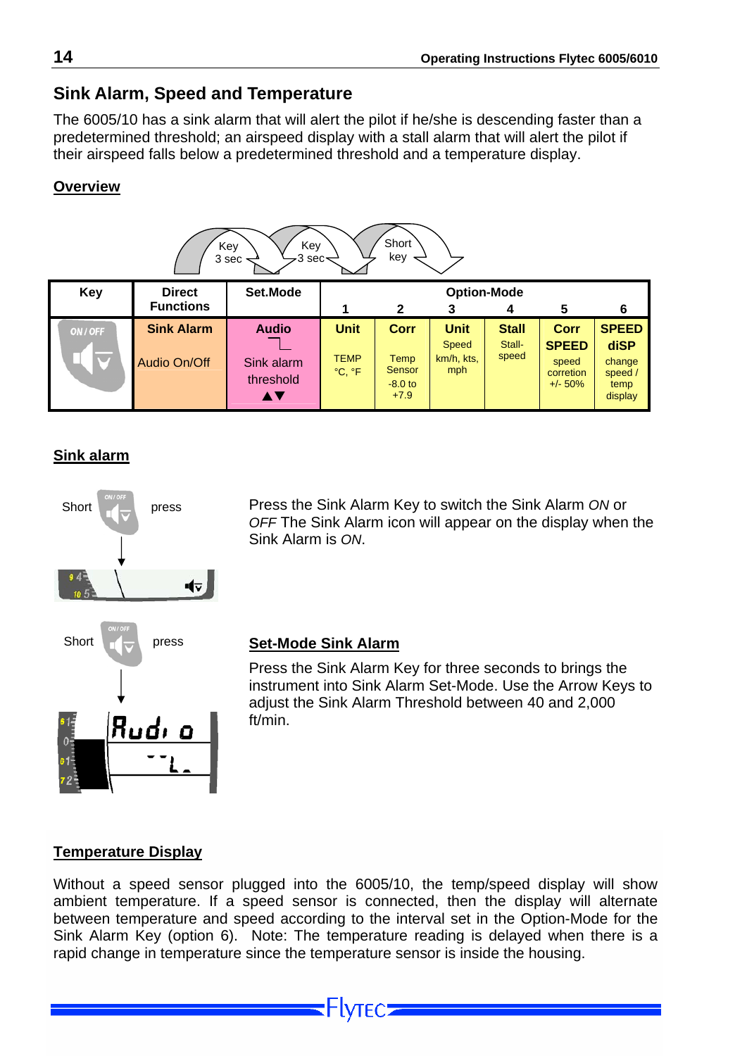## Sink Alarm, Speed and Temperature

The 6005/10 has a sink alarm that will alert the pilot if he/she is descending faster than a predetermined threshold; an airspeed display with a stall alarm that will alert the pilot if their airspeed falls below a predetermined threshold and a temperature display.

**Overview**

Key 3 sec → Key 3 sec → Short key

| Key | Direct Functions | Set.Mode | Option-Mode 1 | 2 | 3 | 4 | 5 | 6 |
|---|---|---|---|---|---|---|---|---|
| ON / OFF | **Sink Alarm** Audio On/Off | **Audio** Sink alarm threshold ▲▼ | **Unit** TEMP °C, °F | **Corr** Temp Sensor -8.0 to +7.9 | **Unit** Speed km/h, kts, mph | **Stall** Stall-speed | **Corr SPEED** speed corretion +/- 50% | **SPEED diSP** change speed / temp display |

**Sink alarm**

Short press

Press the Sink Alarm Key to switch the Sink Alarm *ON* or *OFF* The Sink Alarm icon will appear on the display when the Sink Alarm is *ON*.

Short press

**Set-Mode Sink Alarm**

Press the Sink Alarm Key for three seconds to brings the instrument into Sink Alarm Set-Mode. Use the Arrow Keys to adjust the Sink Alarm Threshold between 40 and 2,000 ft/min.

**Temperature Display**

Without a speed sensor plugged into the 6005/10, the temp/speed display will show ambient temperature. If a speed sensor is connected, then the display will alternate between temperature and speed according to the interval set in the Option-Mode for the Sink Alarm Key (option 6). Note: The temperature reading is delayed when there is a rapid change in temperature since the temperature sensor is inside the housing.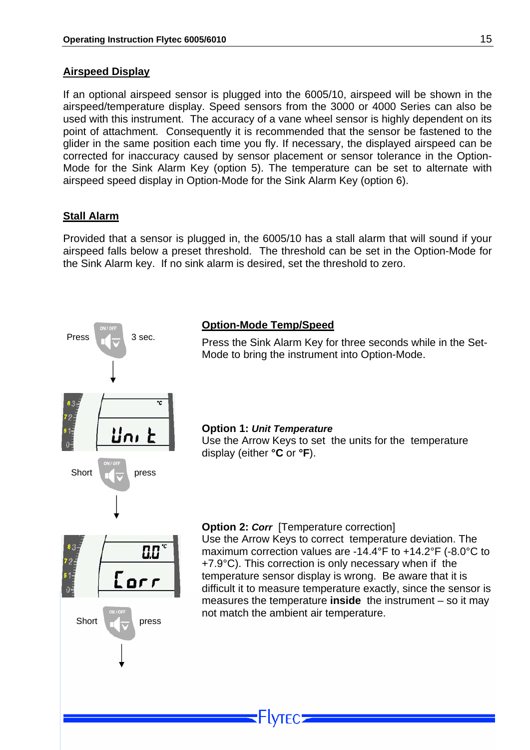## Airspeed Display

If an optional airspeed sensor is plugged into the 6005/10, airspeed will be shown in the airspeed/temperature display. Speed sensors from the 3000 or 4000 Series can also be used with this instrument. The accuracy of a vane wheel sensor is highly dependent on its point of attachment. Consequently it is recommended that the sensor be fastened to the glider in the same position each time you fly. If necessary, the displayed airspeed can be corrected for inaccuracy caused by sensor placement or sensor tolerance in the Option-Mode for the Sink Alarm Key (option 5). The temperature can be set to alternate with airspeed speed display in Option-Mode for the Sink Alarm Key (option 6).

## Stall Alarm

Provided that a sensor is plugged in, the 6005/10 has a stall alarm that will sound if your airspeed falls below a preset threshold. The threshold can be set in the Option-Mode for the Sink Alarm key. If no sink alarm is desired, set the threshold to zero.

## Option-Mode Temp/Speed

Press 3 sec.

Press the Sink Alarm Key for three seconds while in the Set-Mode to bring the instrument into Option-Mode.

**Option 1:** ***Unit Temperature***

Use the Arrow Keys to set the units for the temperature display (either **°C** or **°F**).

Short press

**Option 2:** ***Corr*** [Temperature correction]

Use the Arrow Keys to correct temperature deviation. The maximum correction values are -14.4°F to +14.2°F (-8.0°C to +7.9°C). This correction is only necessary when if the temperature sensor display is wrong. Be aware that it is difficult it to measure temperature exactly, since the sensor is measures the temperature **inside** the instrument – so it may not match the ambient air temperature.

Short press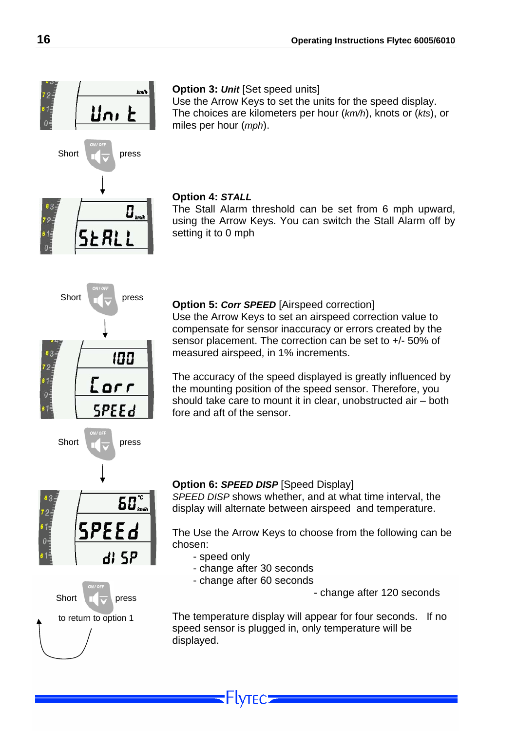Short press

**Option 3: *Unit*** [Set speed units]
Use the Arrow Keys to set the units for the speed display. The choices are kilometers per hour (*km/h*), knots or (*kts*), or miles per hour (*mph*).

**Option 4: *STALL***
The Stall Alarm threshold can be set from 6 mph upward, using the Arrow Keys. You can switch the Stall Alarm off by setting it to 0 mph

Short press

**Option 5: *Corr SPEED*** [Airspeed correction]
Use the Arrow Keys to set an airspeed correction value to compensate for sensor inaccuracy or errors created by the sensor placement. The correction can be set to +/- 50% of measured airspeed, in 1% increments.

The accuracy of the speed displayed is greatly influenced by the mounting position of the speed sensor. Therefore, you should take care to mount it in clear, unobstructed air – both fore and aft of the sensor.

Short press

**Option 6: *SPEED DISP*** [Speed Display]
*SPEED DISP* shows whether, and at what time interval, the display will alternate between airspeed and temperature.

The Use the Arrow Keys to choose from the following can be chosen:

- speed only
- change after 30 seconds
- change after 60 seconds
- change after 120 seconds

The temperature display will appear for four seconds. If no speed sensor is plugged in, only temperature will be displayed.

Short press to return to option 1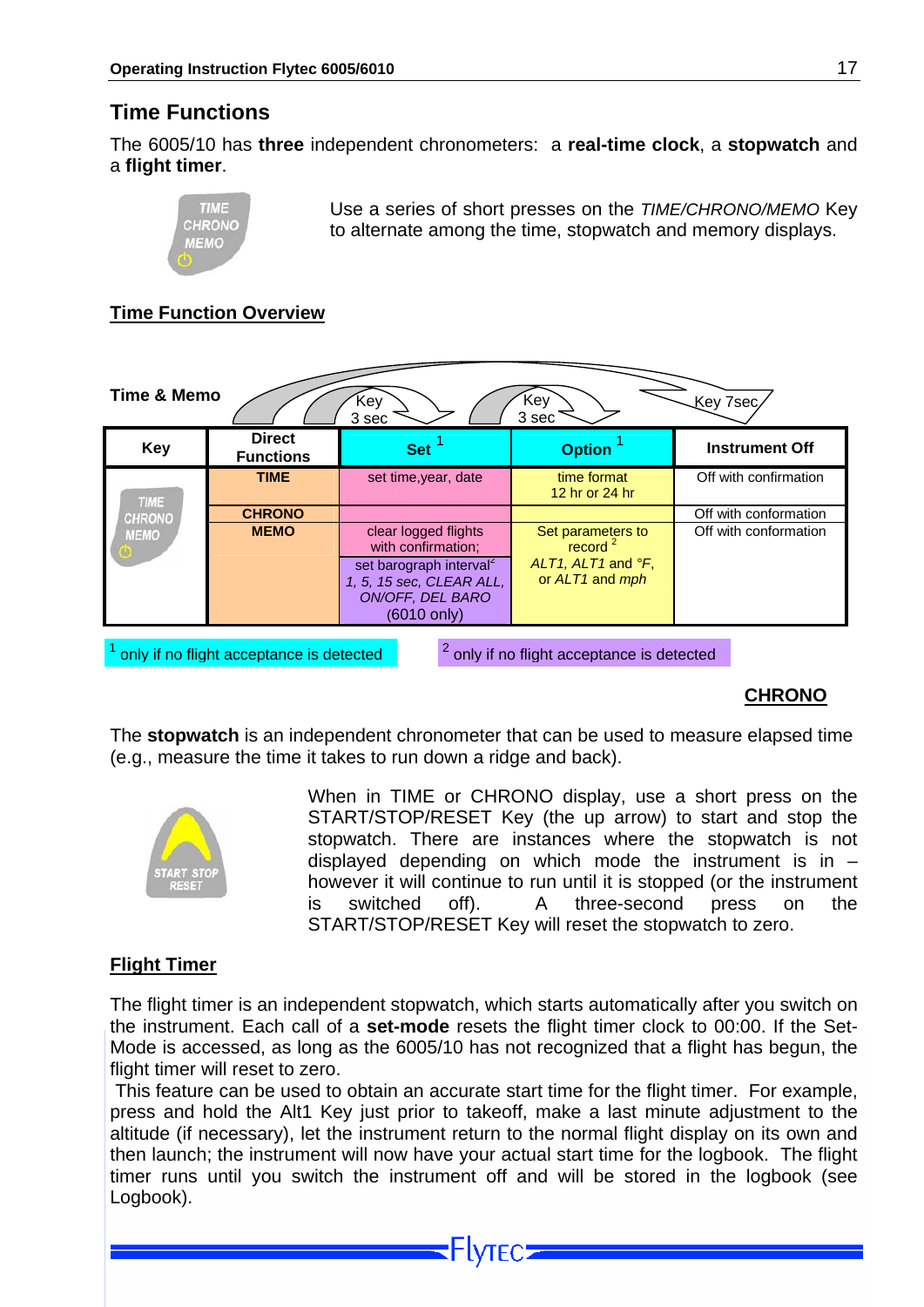## Time Functions

The 6005/10 has **three** independent chronometers: a **real-time clock**, a **stopwatch** and a **flight timer**.

Use a series of short presses on the *TIME/CHRONO/MEMO* Key to alternate among the time, stopwatch and memory displays.

### Time Function Overview

**Time & Memo**

Key 3 sec → Key 3 sec → Key 7sec

| Key | Direct Functions | Set [1] | Option [1] | Instrument Off |
|---|---|---|---|---|
| TIME CHRONO MEMO | **TIME** | set time,year, date | time format 12 hr or 24 hr | Off with confirmation |
| | **CHRONO** | | | Off with conformation |
| | **MEMO** | clear logged flights with confirmation; set barograph interval[2] *1, 5, 15 sec, CLEAR ALL, ON/OFF, DEL BARO* (6010 only) | Set parameters to record [2] *ALT1, ALT1* and *°F*, or *ALT1* and *mph* | Off with conformation |

[1] only if no flight acceptance is detected

[2] only if no flight acceptance is detected

### CHRONO

The **stopwatch** is an independent chronometer that can be used to measure elapsed time (e.g., measure the time it takes to run down a ridge and back).

When in TIME or CHRONO display, use a short press on the START/STOP/RESET Key (the up arrow) to start and stop the stopwatch. There are instances where the stopwatch is not displayed depending on which mode the instrument is in – however it will continue to run until it is stopped (or the instrument is switched off). A three-second press on the START/STOP/RESET Key will reset the stopwatch to zero.

### Flight Timer

The flight timer is an independent stopwatch, which starts automatically after you switch on the instrument. Each call of a **set-mode** resets the flight timer clock to 00:00. If the Set-Mode is accessed, as long as the 6005/10 has not recognized that a flight has begun, the flight timer will reset to zero.

This feature can be used to obtain an accurate start time for the flight timer. For example, press and hold the Alt1 Key just prior to takeoff, make a last minute adjustment to the altitude (if necessary), let the instrument return to the normal flight display on its own and then launch; the instrument will now have your actual start time for the logbook. The flight timer runs until you switch the instrument off and will be stored in the logbook (see Logbook).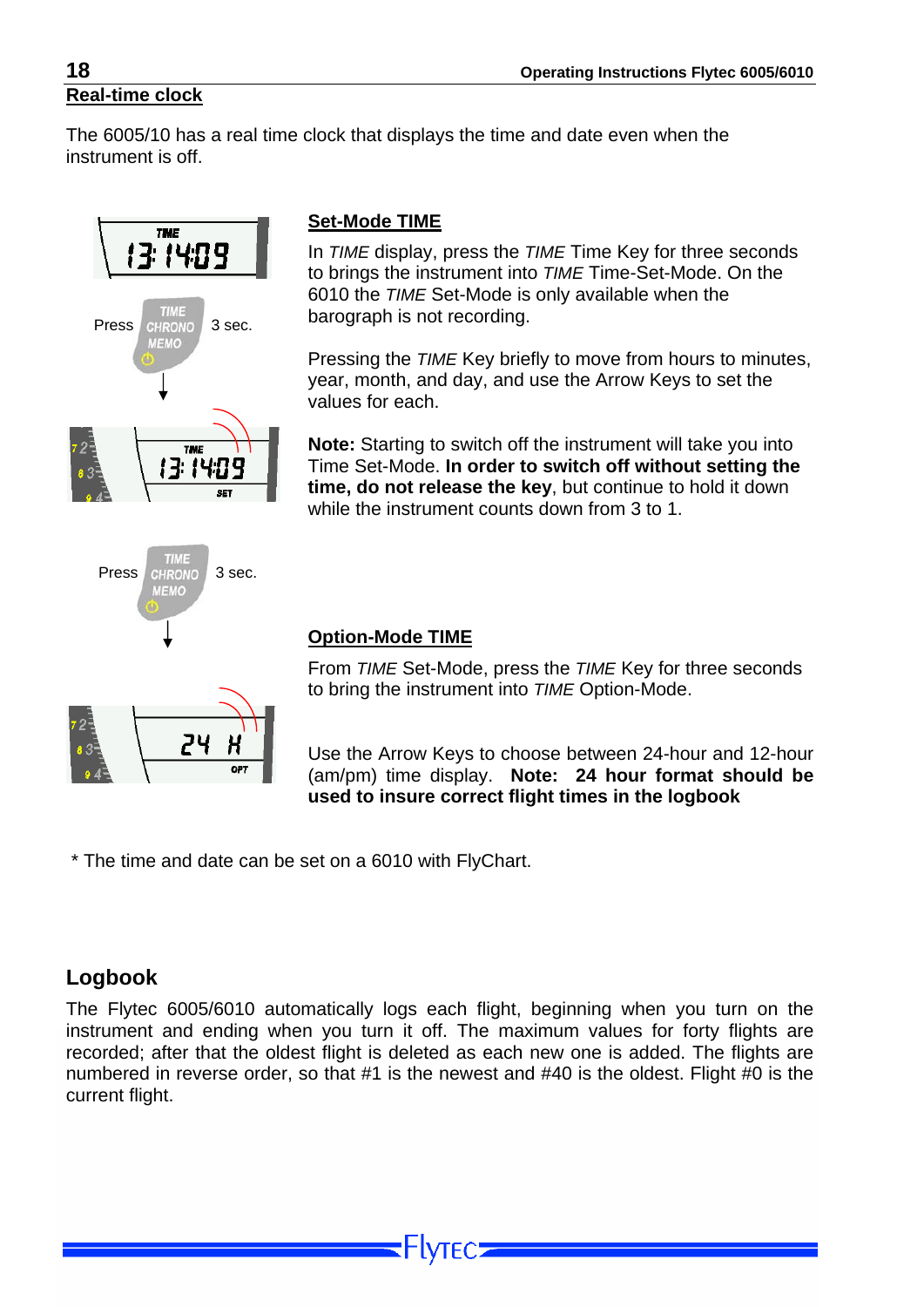## Real-time clock

The 6005/10 has a real time clock that displays the time and date even when the instrument is off.

Press TIME CHRONO MEMO 3 sec.

Press TIME CHRONO MEMO 3 sec.

### Set-Mode TIME

In *TIME* display, press the *TIME* Time Key for three seconds to brings the instrument into *TIME* Time-Set-Mode. On the 6010 the *TIME* Set-Mode is only available when the barograph is not recording.

Pressing the *TIME* Key briefly to move from hours to minutes, year, month, and day, and use the Arrow Keys to set the values for each.

**Note:** Starting to switch off the instrument will take you into Time Set-Mode. **In order to switch off without setting the time, do not release the key**, but continue to hold it down while the instrument counts down from 3 to 1.

### Option-Mode TIME

From *TIME* Set-Mode, press the *TIME* Key for three seconds to bring the instrument into *TIME* Option-Mode.

Use the Arrow Keys to choose between 24-hour and 12-hour (am/pm) time display. **Note: 24 hour format should be used to insure correct flight times in the logbook**

* The time and date can be set on a 6010 with FlyChart.

## Logbook

The Flytec 6005/6010 automatically logs each flight, beginning when you turn on the instrument and ending when you turn it off. The maximum values for forty flights are recorded; after that the oldest flight is deleted as each new one is added. The flights are numbered in reverse order, so that #1 is the newest and #40 is the oldest. Flight #0 is the current flight.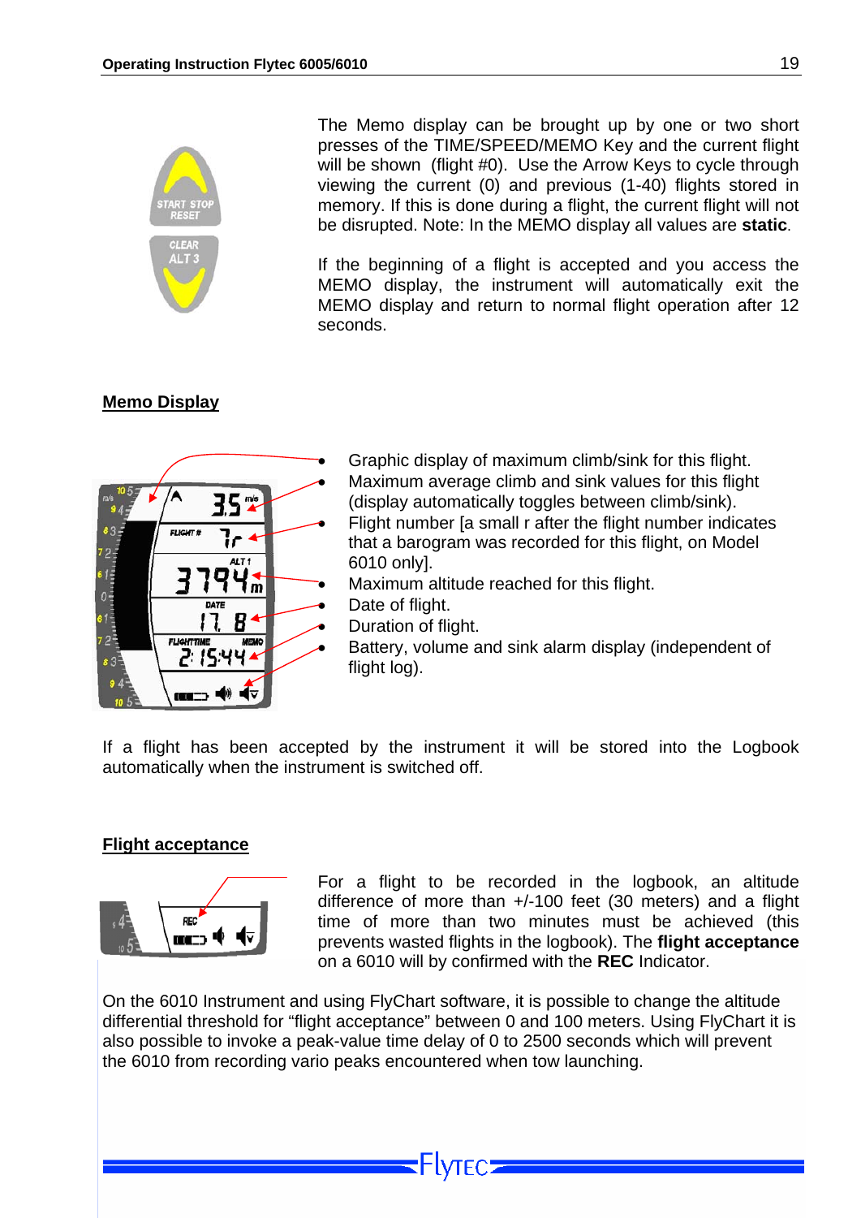The Memo display can be brought up by one or two short presses of the TIME/SPEED/MEMO Key and the current flight will be shown (flight #0). Use the Arrow Keys to cycle through viewing the current (0) and previous (1-40) flights stored in memory. If this is done during a flight, the current flight will not be disrupted. Note: In the MEMO display all values are **static**.

If the beginning of a flight is accepted and you access the MEMO display, the instrument will automatically exit the MEMO display and return to normal flight operation after 12 seconds.

## Memo Display

- Graphic display of maximum climb/sink for this flight.
- Maximum average climb and sink values for this flight (display automatically toggles between climb/sink).
- Flight number [a small r after the flight number indicates that a barogram was recorded for this flight, on Model 6010 only].
- Maximum altitude reached for this flight.
- Date of flight.
- Duration of flight.
- Battery, volume and sink alarm display (independent of flight log).

If a flight has been accepted by the instrument it will be stored into the Logbook automatically when the instrument is switched off.

## Flight acceptance

For a flight to be recorded in the logbook, an altitude difference of more than +/-100 feet (30 meters) and a flight time of more than two minutes must be achieved (this prevents wasted flights in the logbook). The **flight acceptance** on a 6010 will by confirmed with the **REC** Indicator.

On the 6010 Instrument and using FlyChart software, it is possible to change the altitude differential threshold for "flight acceptance" between 0 and 100 meters. Using FlyChart it is also possible to invoke a peak-value time delay of 0 to 2500 seconds which will prevent the 6010 from recording vario peaks encountered when tow launching.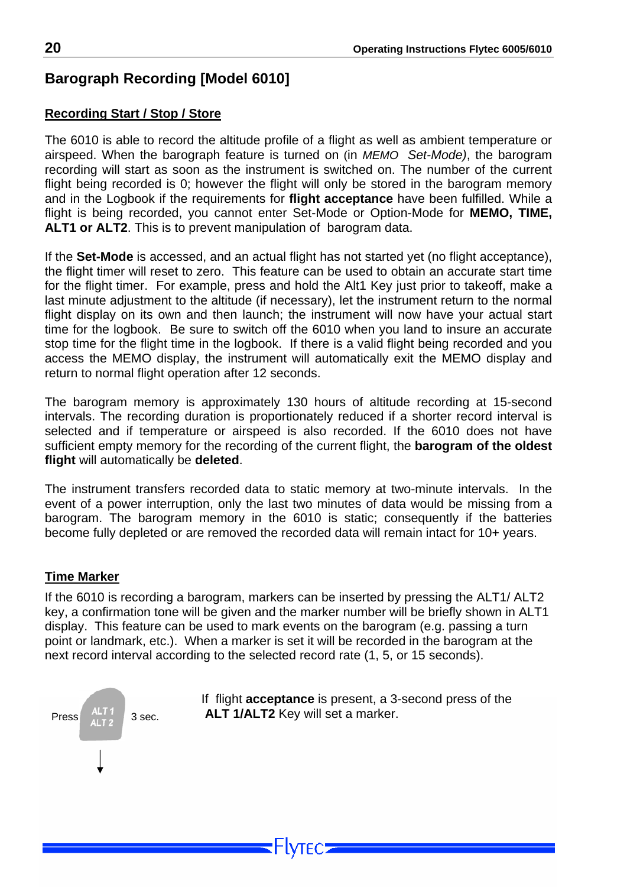## Barograph Recording [Model 6010]

### Recording Start / Stop / Store

The 6010 is able to record the altitude profile of a flight as well as ambient temperature or airspeed. When the barograph feature is turned on (in *MEMO Set-Mode)*, the barogram recording will start as soon as the instrument is switched on. The number of the current flight being recorded is 0; however the flight will only be stored in the barogram memory and in the Logbook if the requirements for **flight acceptance** have been fulfilled. While a flight is being recorded, you cannot enter Set-Mode or Option-Mode for **MEMO, TIME, ALT1 or ALT2**. This is to prevent manipulation of barogram data.

If the **Set-Mode** is accessed, and an actual flight has not started yet (no flight acceptance), the flight timer will reset to zero. This feature can be used to obtain an accurate start time for the flight timer. For example, press and hold the Alt1 Key just prior to takeoff, make a last minute adjustment to the altitude (if necessary), let the instrument return to the normal flight display on its own and then launch; the instrument will now have your actual start time for the logbook. Be sure to switch off the 6010 when you land to insure an accurate stop time for the flight time in the logbook. If there is a valid flight being recorded and you access the MEMO display, the instrument will automatically exit the MEMO display and return to normal flight operation after 12 seconds.

The barogram memory is approximately 130 hours of altitude recording at 15-second intervals. The recording duration is proportionately reduced if a shorter record interval is selected and if temperature or airspeed is also recorded. If the 6010 does not have sufficient empty memory for the recording of the current flight, the **barogram of the oldest flight** will automatically be **deleted**.

The instrument transfers recorded data to static memory at two-minute intervals. In the event of a power interruption, only the last two minutes of data would be missing from a barogram. The barogram memory in the 6010 is static; consequently if the batteries become fully depleted or are removed the recorded data will remain intact for 10+ years.

### Time Marker

If the 6010 is recording a barogram, markers can be inserted by pressing the ALT1/ ALT2 key, a confirmation tone will be given and the marker number will be briefly shown in ALT1 display. This feature can be used to mark events on the barogram (e.g. passing a turn point or landmark, etc.). When a marker is set it will be recorded in the barogram at the next record interval according to the selected record rate (1, 5, or 15 seconds).

Press ALT 1 / ALT 2 3 sec.

If flight **acceptance** is present, a 3-second press of the **ALT 1/ALT2** Key will set a marker.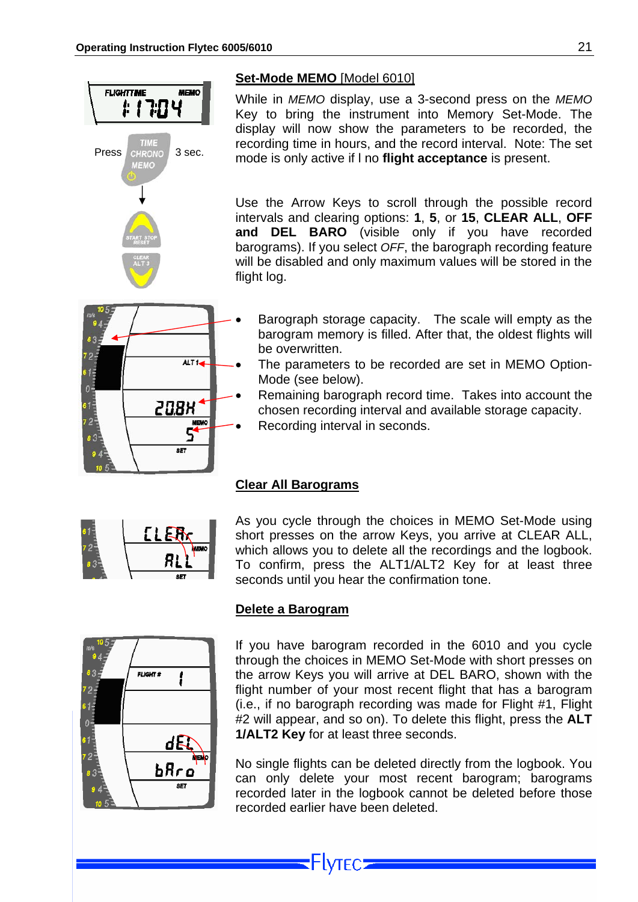## Set-Mode MEMO [Model 6010]

While in *MEMO* display, use a 3-second press on the *MEMO* Key to bring the instrument into Memory Set-Mode. The display will now show the parameters to be recorded, the recording time in hours, and the record interval. Note: The set mode is only active if l no **flight acceptance** is present.

Press 3 sec.

Use the Arrow Keys to scroll through the possible record intervals and clearing options: **1**, **5**, or **15**, **CLEAR ALL**, **OFF and DEL BARO** (visible only if you have recorded barograms). If you select *OFF*, the barograph recording feature will be disabled and only maximum values will be stored in the flight log.

- Barograph storage capacity. The scale will empty as the barogram memory is filled. After that, the oldest flights will be overwritten.
- The parameters to be recorded are set in MEMO Option-Mode (see below).
- Remaining barograph record time. Takes into account the chosen recording interval and available storage capacity.
- Recording interval in seconds.

## Clear All Barograms

As you cycle through the choices in MEMO Set-Mode using short presses on the arrow Keys, you arrive at CLEAR ALL, which allows you to delete all the recordings and the logbook. To confirm, press the ALT1/ALT2 Key for at least three seconds until you hear the confirmation tone.

## Delete a Barogram

If you have barogram recorded in the 6010 and you cycle through the choices in MEMO Set-Mode with short presses on the arrow Keys you will arrive at DEL BARO, shown with the flight number of your most recent flight that has a barogram (i.e., if no barograph recording was made for Flight #1, Flight #2 will appear, and so on). To delete this flight, press the **ALT 1/ALT2 Key** for at least three seconds.

No single flights can be deleted directly from the logbook. You can only delete your most recent barogram; barograms recorded later in the logbook cannot be deleted before those recorded earlier have been deleted.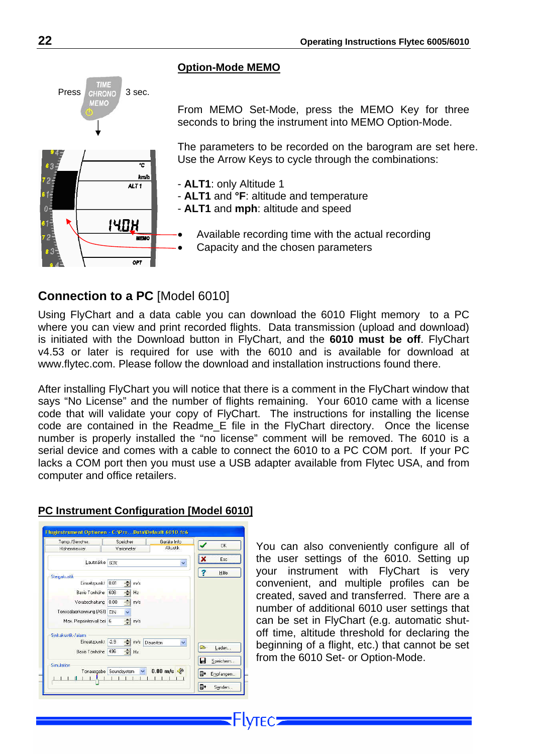## Option-Mode MEMO

Press 3 sec.

From MEMO Set-Mode, press the MEMO Key for three seconds to bring the instrument into MEMO Option-Mode.

The parameters to be recorded on the barogram are set here. Use the Arrow Keys to cycle through the combinations:

- **ALT1**: only Altitude 1
- **ALT1** and **°F**: altitude and temperature
- **ALT1** and **mph**: altitude and speed

- Available recording time with the actual recording
- Capacity and the chosen parameters

## Connection to a PC [Model 6010]

Using FlyChart and a data cable you can download the 6010 Flight memory to a PC where you can view and print recorded flights. Data transmission (upload and download) is initiated with the Download button in FlyChart, and the **6010 must be off**. FlyChart v4.53 or later is required for use with the 6010 and is available for download at www.flytec.com. Please follow the download and installation instructions found there.

After installing FlyChart you will notice that there is a comment in the FlyChart window that says "No License" and the number of flights remaining. Your 6010 came with a license code that will validate your copy of FlyChart. The instructions for installing the license code are contained in the Readme_E file in the FlyChart directory. Once the license number is properly installed the "no license" comment will be removed. The 6010 is a serial device and comes with a cable to connect the 6010 to a PC COM port. If your PC lacks a COM port then you must use a USB adapter available from Flytec USA, and from computer and office retailers.

## PC Instrument Configuration [Model 6010]

You can also conveniently configure all of the user settings of the 6010. Setting up your instrument with FlyChart is very convenient, and multiple profiles can be created, saved and transferred. There are a number of additional 6010 user settings that can be set in FlyChart (e.g. automatic shut-off time, altitude threshold for declaring the beginning of a flight, etc.) that cannot be set from the 6010 Set- or Option-Mode.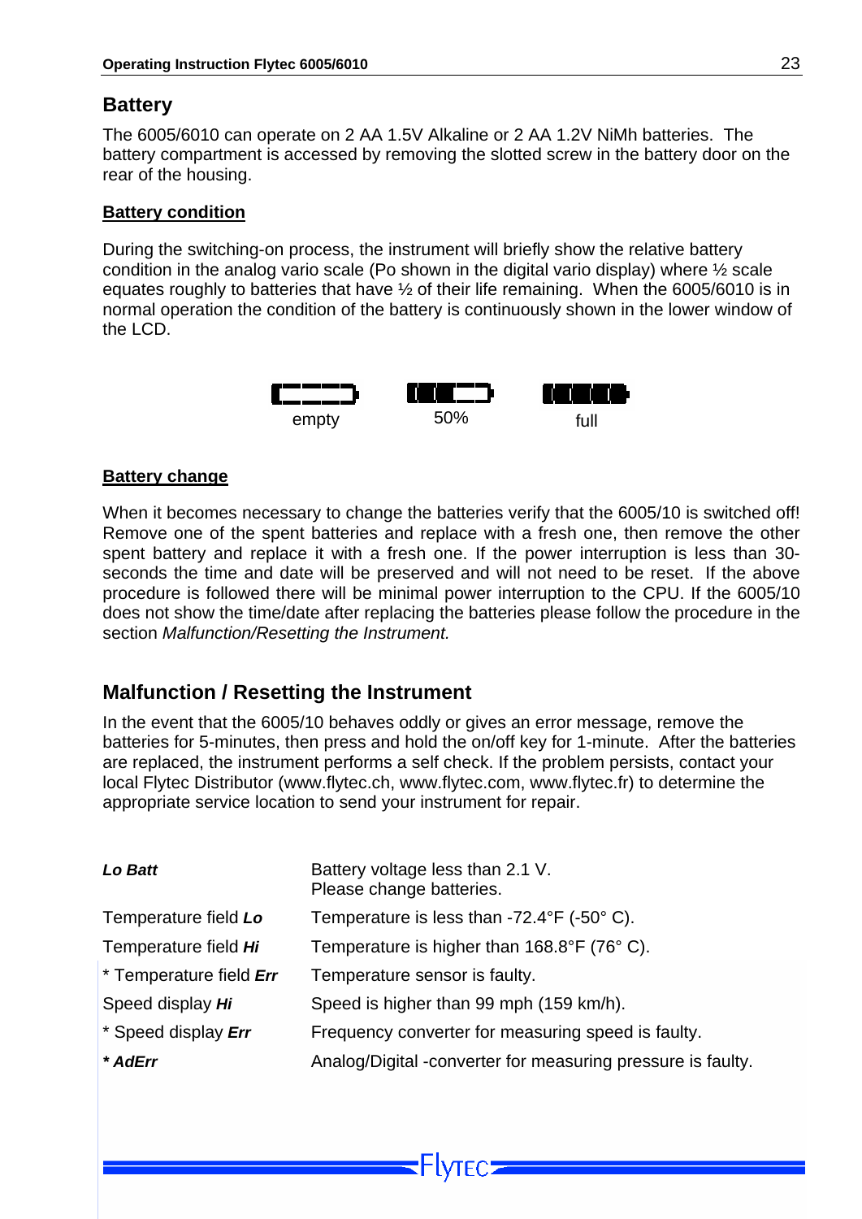## Battery

The 6005/6010 can operate on 2 AA 1.5V Alkaline or 2 AA 1.2V NiMh batteries. The battery compartment is accessed by removing the slotted screw in the battery door on the rear of the housing.

### Battery condition

During the switching-on process, the instrument will briefly show the relative battery condition in the analog vario scale (Po shown in the digital vario display) where ½ scale equates roughly to batteries that have ½ of their life remaining. When the 6005/6010 is in normal operation the condition of the battery is continuously shown in the lower window of the LCD.

empty    50%    full

### Battery change

When it becomes necessary to change the batteries verify that the 6005/10 is switched off! Remove one of the spent batteries and replace with a fresh one, then remove the other spent battery and replace it with a fresh one. If the power interruption is less than 30-seconds the time and date will be preserved and will not need to be reset. If the above procedure is followed there will be minimal power interruption to the CPU. If the 6005/10 does not show the time/date after replacing the batteries please follow the procedure in the section *Malfunction/Resetting the Instrument.*

## Malfunction / Resetting the Instrument

In the event that the 6005/10 behaves oddly or gives an error message, remove the batteries for 5-minutes, then press and hold the on/off key for 1-minute. After the batteries are replaced, the instrument performs a self check. If the problem persists, contact your local Flytec Distributor (www.flytec.ch, www.flytec.com, www.flytec.fr) to determine the appropriate service location to send your instrument for repair.

| | |
|---|---|
| ***Lo Batt*** | Battery voltage less than 2.1 V. Please change batteries. |
| Temperature field ***Lo*** | Temperature is less than -72.4°F (-50° C). |
| Temperature field ***Hi*** | Temperature is higher than 168.8°F (76° C). |
| * Temperature field ***Err*** | Temperature sensor is faulty. |
| Speed display ***Hi*** | Speed is higher than 99 mph (159 km/h). |
| * Speed display ***Err*** | Frequency converter for measuring speed is faulty. |
| ***\* AdErr*** | Analog/Digital -converter for measuring pressure is faulty. |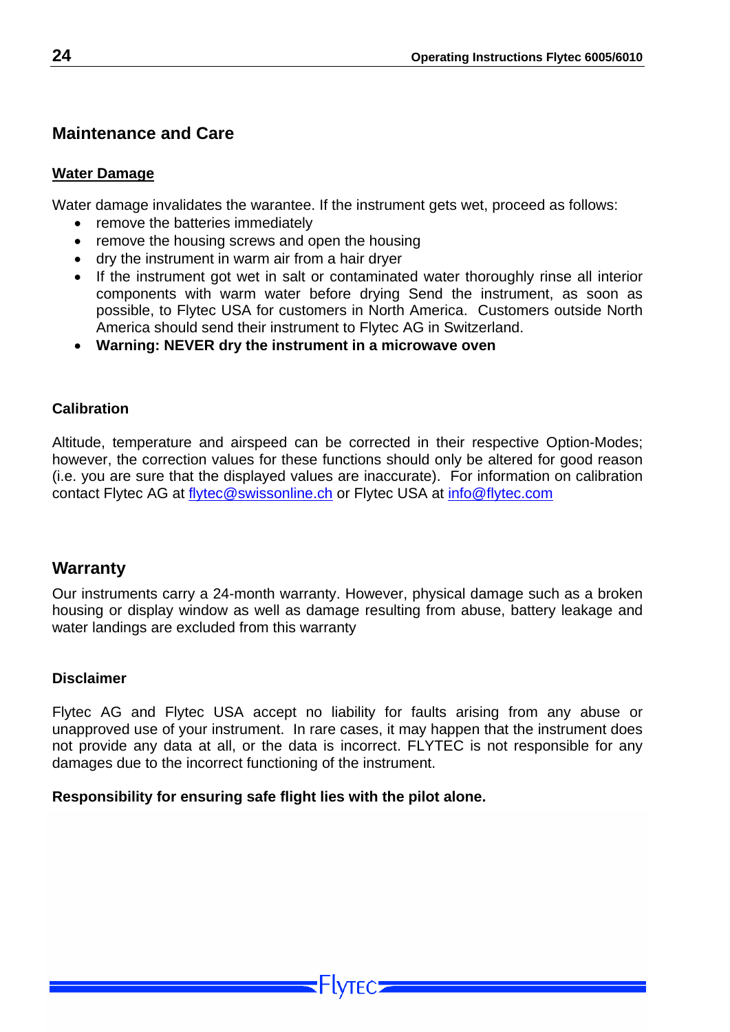## Maintenance and Care

### Water Damage

Water damage invalidates the warantee. If the instrument gets wet, proceed as follows:

- remove the batteries immediately
- remove the housing screws and open the housing
- dry the instrument in warm air from a hair dryer
- If the instrument got wet in salt or contaminated water thoroughly rinse all interior components with warm water before drying Send the instrument, as soon as possible, to Flytec USA for customers in North America. Customers outside North America should send their instrument to Flytec AG in Switzerland.
- **Warning: NEVER dry the instrument in a microwave oven**

### Calibration

Altitude, temperature and airspeed can be corrected in their respective Option-Modes; however, the correction values for these functions should only be altered for good reason (i.e. you are sure that the displayed values are inaccurate). For information on calibration contact Flytec AG at flytec@swissonline.ch or Flytec USA at info@flytec.com

## Warranty

Our instruments carry a 24-month warranty. However, physical damage such as a broken housing or display window as well as damage resulting from abuse, battery leakage and water landings are excluded from this warranty

### Disclaimer

Flytec AG and Flytec USA accept no liability for faults arising from any abuse or unapproved use of your instrument. In rare cases, it may happen that the instrument does not provide any data at all, or the data is incorrect. FLYTEC is not responsible for any damages due to the incorrect functioning of the instrument.

**Responsibility for ensuring safe flight lies with the pilot alone.**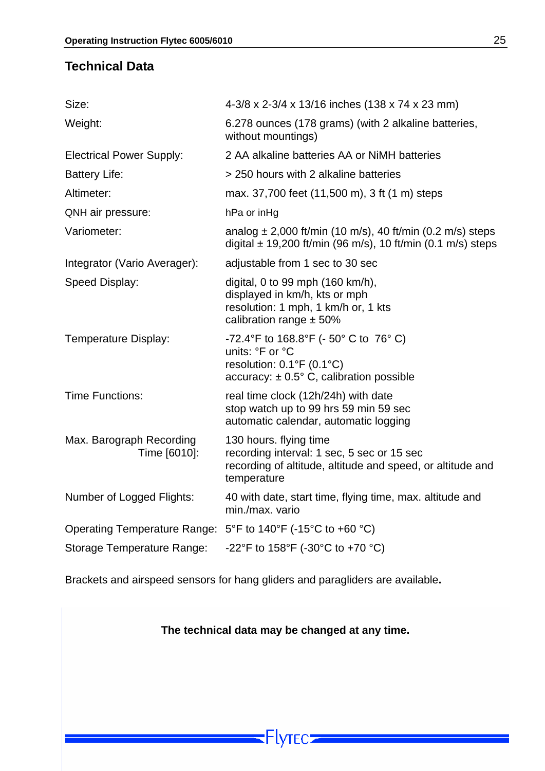## Technical Data

| | |
|---|---|
| Size: | 4-3/8 x 2-3/4 x 13/16 inches (138 x 74 x 23 mm) |
| Weight: | 6.278 ounces (178 grams) (with 2 alkaline batteries, without mountings) |
| Electrical Power Supply: | 2 AA alkaline batteries AA or NiMH batteries |
| Battery Life: | > 250 hours with 2 alkaline batteries |
| Altimeter: | max. 37,700 feet (11,500 m), 3 ft (1 m) steps |
| QNH air pressure: | hPa or inHg |
| Variometer: | analog ± 2,000 ft/min (10 m/s), 40 ft/min (0.2 m/s) steps<br>digital ± 19,200 ft/min (96 m/s), 10 ft/min (0.1 m/s) steps |
| Integrator (Vario Averager): | adjustable from 1 sec to 30 sec |
| Speed Display: | digital, 0 to 99 mph (160 km/h),<br>displayed in km/h, kts or mph<br>resolution: 1 mph, 1 km/h or, 1 kts<br>calibration range ± 50% |
| Temperature Display: | -72.4°F to 168.8°F (- 50° C to 76° C)<br>units: °F or °C<br>resolution: 0.1°F (0.1°C)<br>accuracy: ± 0.5° C, calibration possible |
| Time Functions: | real time clock (12h/24h) with date<br>stop watch up to 99 hrs 59 min 59 sec<br>automatic calendar, automatic logging |
| Max. Barograph Recording Time [6010]: | 130 hours. flying time<br>recording interval: 1 sec, 5 sec or 15 sec<br>recording of altitude, altitude and speed, or altitude and temperature |
| Number of Logged Flights: | 40 with date, start time, flying time, max. altitude and min./max. vario |
| Operating Temperature Range: | 5°F to 140°F (-15°C to +60 °C) |
| Storage Temperature Range: | -22°F to 158°F (-30°C to +70 °C) |

Brackets and airspeed sensors for hang gliders and paragliders are available**.**

**The technical data may be changed at any time.**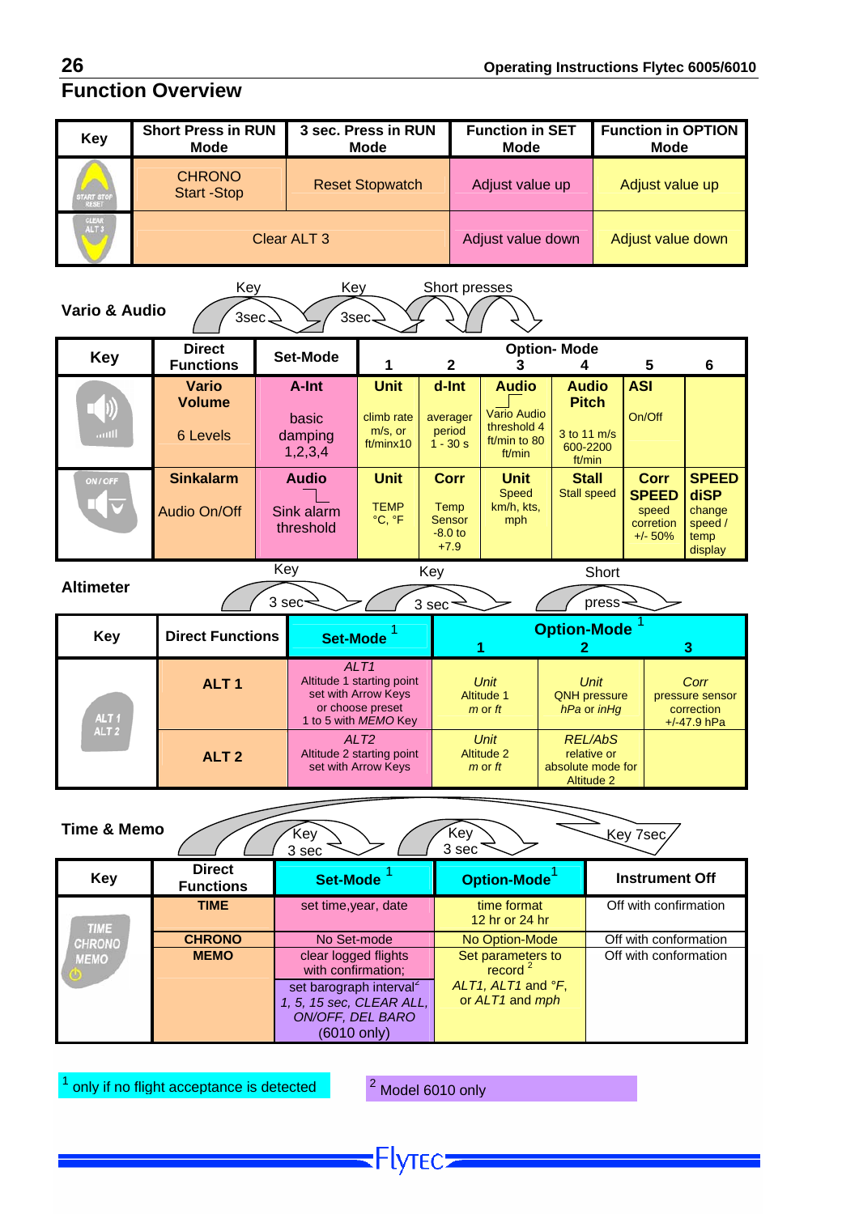# Function Overview

| Key | Short Press in RUN Mode | 3 sec. Press in RUN Mode | Function in SET Mode | Function in OPTION Mode |
|---|---|---|---|---|
| START STOP RESET | CHRONO Start -Stop | Reset Stopwatch | Adjust value up | Adjust value up |
| CLEAR ALT 3 | Clear ALT 3 | | Adjust value down | Adjust value down |

## Vario & Audio

Key 3sec → Key 3sec → Short presses

| Key | Direct Functions | Set-Mode | Option- Mode 1 | 2 | 3 | 4 | 5 | 6 |
|---|---|---|---|---|---|---|---|---|
| (Volume key) | **Vario Volume** 6 Levels | **A-Int** basic damping 1,2,3,4 | **Unit** climb rate m/s, or ft/minx10 | **d-Int** averager period 1 - 30 s | **Audio** Vario Audio threshold 4 ft/min to 80 ft/min | **Audio Pitch** 3 to 11 m/s 600-2200 ft/min | **ASI** On/Off | |
| ON / OFF | **Sinkalarm** Audio On/Off | **Audio** Sink alarm threshold | **Unit** TEMP °C, °F | **Corr** Temp Sensor -8.0 to +7.9 | **Unit** Speed km/h, kts, mph | **Stall** Stall speed | **Corr SPEED** speed correction +/- 50% | **SPEED diSP** change speed / temp display |

## Altimeter

Key 3 sec → Key 3 sec → Short press

| Key | Direct Functions | Set-Mode [1] | Option-Mode [1] 1 | 2 | 3 |
|---|---|---|---|---|---|
| ALT 1 ALT 2 | **ALT 1** | *ALT1* Altitude 1 starting point set with Arrow Keys or choose preset 1 to 5 with *MEMO* Key | *Unit* Altitude 1 *m* or *ft* | *Unit* QNH pressure *hPa* or *inHg* | *Corr* pressure sensor correction +/-47.9 hPa |
| | **ALT 2** | *ALT2* Altitude 2 starting point set with Arrow Keys | *Unit* Altitude 2 *m* or *ft* | *REL/AbS* relative or absolute mode for Altitude 2 | |

## Time & Memo

Key 3 sec → Key 3 sec → Key 7sec

| Key | Direct Functions | Set-Mode [1] | Option-Mode [1] | Instrument Off |
|---|---|---|---|---|
| TIME CHRONO MEMO | **TIME** | set time,year, date | time format 12 hr or 24 hr | Off with confirmation |
| | **CHRONO** | No Set-mode | No Option-Mode | Off with conformation |
| | **MEMO** | clear logged flights with confirmation; set barograph interval[2] *1, 5, 15 sec, CLEAR ALL, ON/OFF, DEL BARO* (6010 only) | Set parameters to record [2] *ALT1, ALT1* and *°F*, or *ALT1* and *mph* | Off with conformation |

[1] only if no flight acceptance is detected

[2] Model 6010 only